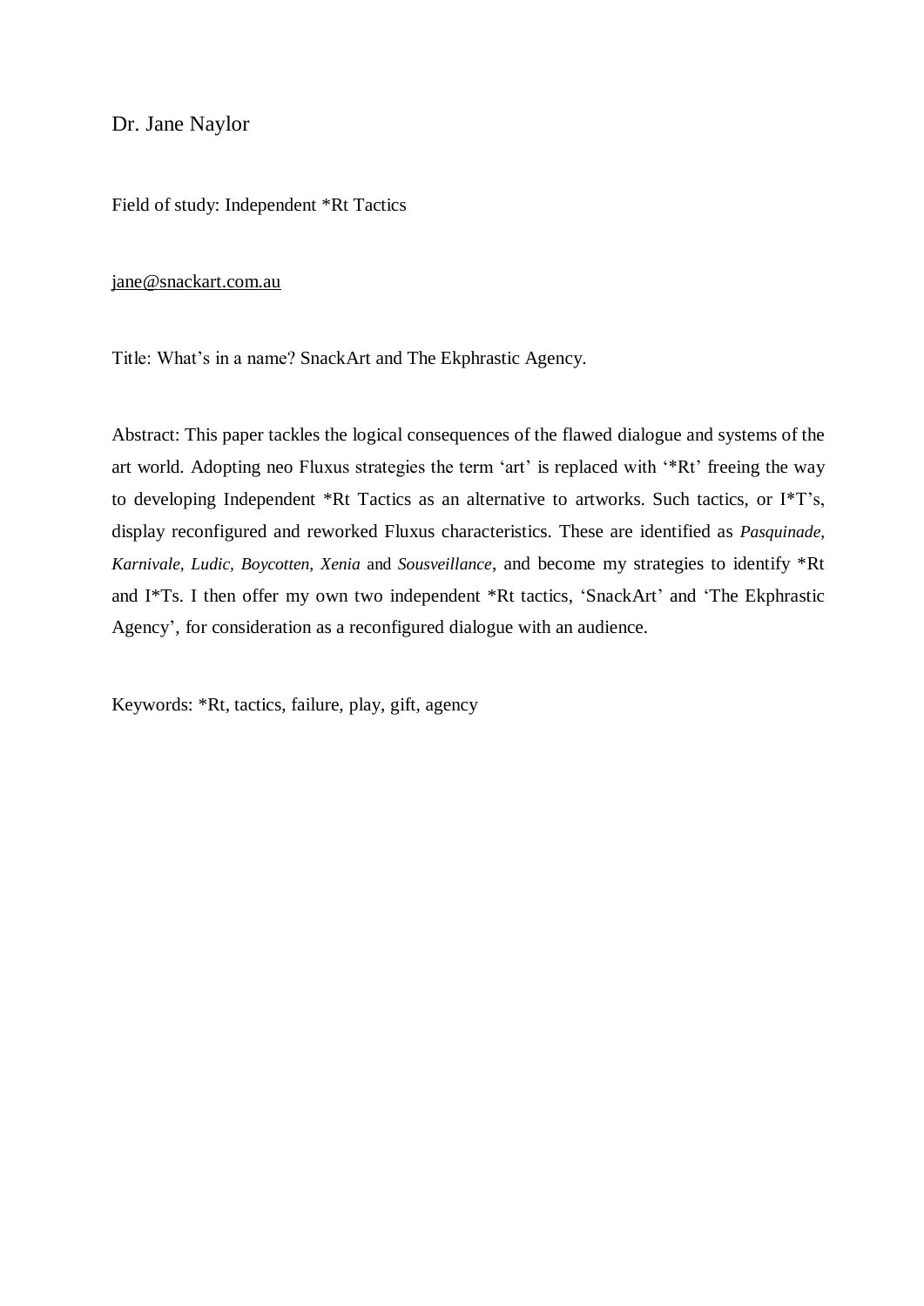Dr. Jane Naylor

Field of study: Independent *Rt Tactics

jane@snackart.com.au

Title: What's in a name? SnackArt and The Ekphrastic Agency.

Abstract: This paper tackles the logical consequences of the flawed dialogue and systems of the art world. Adopting neo Fluxus strategies the term 'art' is replaced with '*Rt' freeing the way to developing Independent *Rt Tactics as an alternative to artworks. Such tactics, or I*T's, display reconfigured and reworked Fluxus characteristics. These are identified as *Pasquinade, Karnivale, Ludic, Boycotten, Xenia* and *Sousveillance*, and become my strategies to identify *Rt and I*Ts. I then offer my own two independent *Rt tactics, 'SnackArt' and 'The Ekphrastic Agency', for consideration as a reconfigured dialogue with an audience.

Keywords: *Rt, tactics, failure, play, gift, agency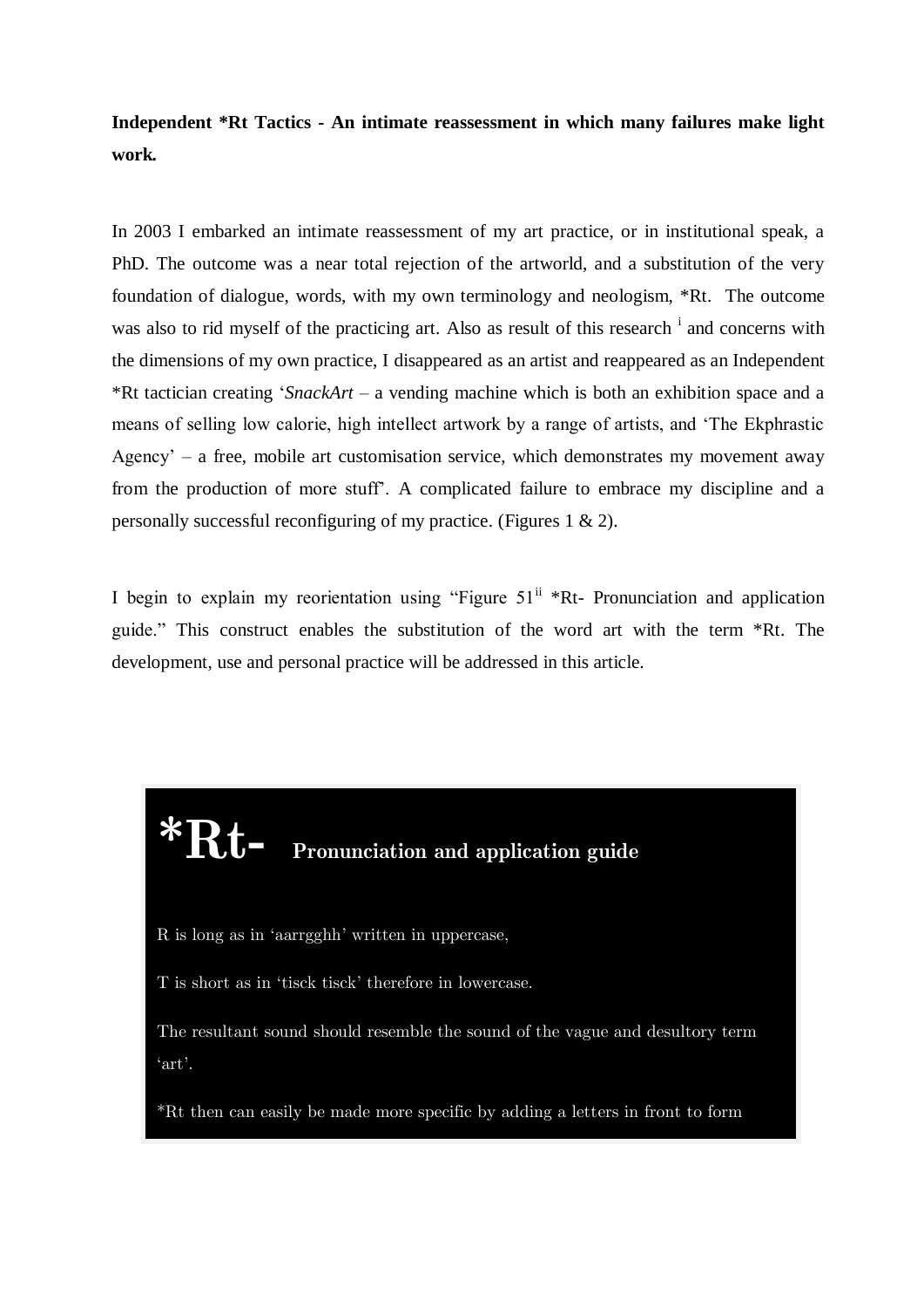**Independent *Rt Tactics - An intimate reassessment in which many failures make light work.**

In 2003 I embarked an intimate reassessment of my art practice, or in institutional speak, a PhD. The outcome was a near total rejection of the artworld, and a substitution of the very foundation of dialogue, words, with my own terminology and neologism, *Rt. The outcome was also to rid myself of the practicing art. Also as result of this research [i] and concerns with the dimensions of my own practice, I disappeared as an artist and reappeared as an Independent *Rt tactician creating '*SnackArt* – a vending machine which is both an exhibition space and a means of selling low calorie, high intellect artwork by a range of artists, and 'The Ekphrastic Agency' – a free, mobile art customisation service, which demonstrates my movement away from the production of more stuff'. A complicated failure to embrace my discipline and a personally successful reconfiguring of my practice. (Figures 1 & 2).

I begin to explain my reorientation using "Figure 51[ii] *Rt- Pronunciation and application guide." This construct enables the substitution of the word art with the term *Rt. The development, use and personal practice will be addressed in this article.

**\*Rt- Pronunciation and application guide**

R is long as in 'aarrgghh' written in uppercase,

T is short as in 'tisck tisck' therefore in lowercase.

The resultant sound should resemble the sound of the vague and desultory term 'art'.

*Rt then can easily be made more specific by adding a letters in front to form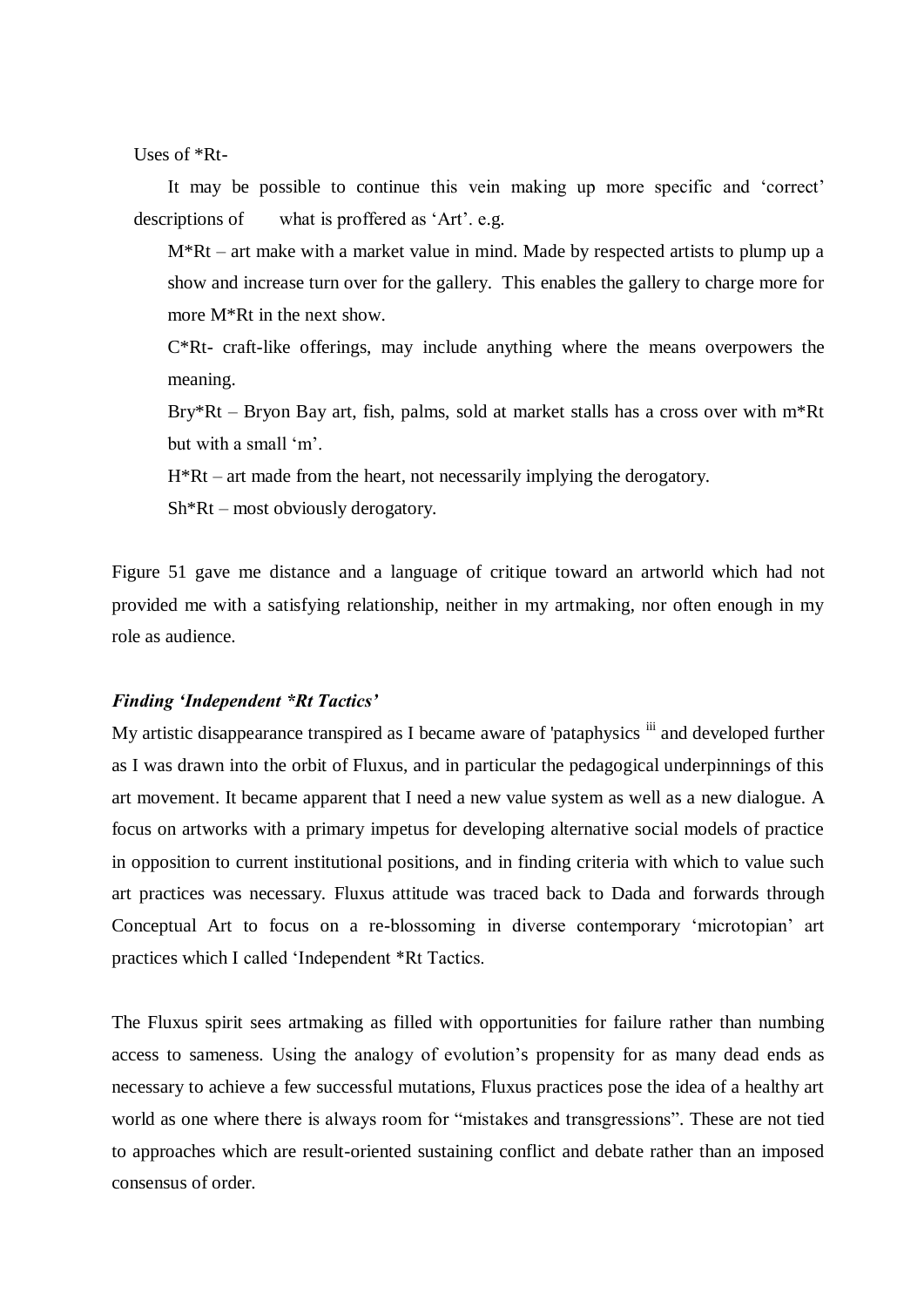Uses of *Rt-

It may be possible to continue this vein making up more specific and 'correct' descriptions of what is proffered as 'Art'. e.g.

M*Rt – art make with a market value in mind. Made by respected artists to plump up a show and increase turn over for the gallery. This enables the gallery to charge more for more M*Rt in the next show.

C*Rt- craft-like offerings, may include anything where the means overpowers the meaning.

Bry*Rt – Bryon Bay art, fish, palms, sold at market stalls has a cross over with m*Rt but with a small 'm'.

H*Rt – art made from the heart, not necessarily implying the derogatory.

Sh*Rt – most obviously derogatory.

Figure 51 gave me distance and a language of critique toward an artworld which had not provided me with a satisfying relationship, neither in my artmaking, nor often enough in my role as audience.

***Finding 'Independent *Rt Tactics'***

My artistic disappearance transpired as I became aware of 'pataphysics [iii] and developed further as I was drawn into the orbit of Fluxus, and in particular the pedagogical underpinnings of this art movement. It became apparent that I need a new value system as well as a new dialogue. A focus on artworks with a primary impetus for developing alternative social models of practice in opposition to current institutional positions, and in finding criteria with which to value such art practices was necessary. Fluxus attitude was traced back to Dada and forwards through Conceptual Art to focus on a re-blossoming in diverse contemporary 'microtopian' art practices which I called 'Independent *Rt Tactics.

The Fluxus spirit sees artmaking as filled with opportunities for failure rather than numbing access to sameness. Using the analogy of evolution's propensity for as many dead ends as necessary to achieve a few successful mutations, Fluxus practices pose the idea of a healthy art world as one where there is always room for "mistakes and transgressions". These are not tied to approaches which are result-oriented sustaining conflict and debate rather than an imposed consensus of order.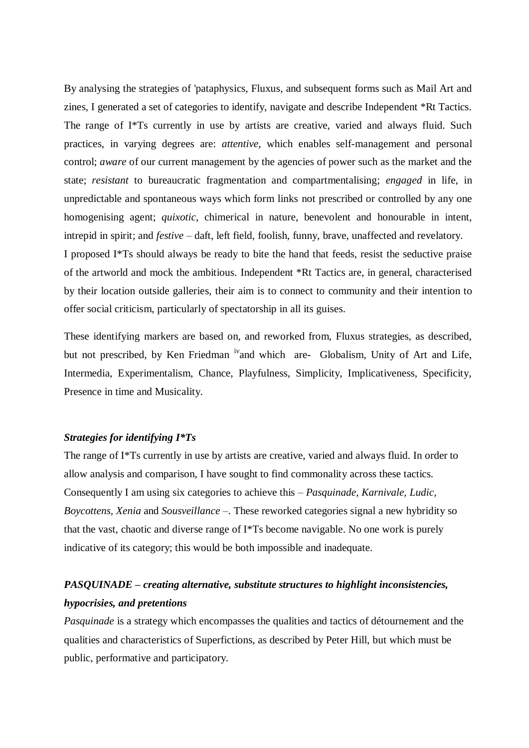By analysing the strategies of 'pataphysics, Fluxus, and subsequent forms such as Mail Art and zines, I generated a set of categories to identify, navigate and describe Independent *Rt Tactics. The range of I*Ts currently in use by artists are creative, varied and always fluid. Such practices, in varying degrees are: *attentive*, which enables self-management and personal control; *aware* of our current management by the agencies of power such as the market and the state; *resistant* to bureaucratic fragmentation and compartmentalising; *engaged* in life, in unpredictable and spontaneous ways which form links not prescribed or controlled by any one homogenising agent; *quixotic*, chimerical in nature, benevolent and honourable in intent, intrepid in spirit; and *festive* – daft, left field, foolish, funny, brave, unaffected and revelatory. I proposed I*Ts should always be ready to bite the hand that feeds, resist the seductive praise of the artworld and mock the ambitious. Independent *Rt Tactics are, in general, characterised by their location outside galleries, their aim is to connect to community and their intention to offer social criticism, particularly of spectatorship in all its guises.

These identifying markers are based on, and reworked from, Fluxus strategies, as described, but not prescribed, by Ken Friedman [iv] and which are- Globalism, Unity of Art and Life, Intermedia, Experimentalism, Chance, Playfulness, Simplicity, Implicativeness, Specificity, Presence in time and Musicality.

### *Strategies for identifying I*Ts*

The range of I*Ts currently in use by artists are creative, varied and always fluid. In order to allow analysis and comparison, I have sought to find commonality across these tactics. Consequently I am using six categories to achieve this – *Pasquinade, Karnivale, Ludic, Boycottens, Xenia* and *Sousveillance* –. These reworked categories signal a new hybridity so that the vast, chaotic and diverse range of I*Ts become navigable. No one work is purely indicative of its category; this would be both impossible and inadequate.

### *PASQUINADE – creating alternative, substitute structures to highlight inconsistencies, hypocrisies, and pretentions*

*Pasquinade* is a strategy which encompasses the qualities and tactics of détournement and the qualities and characteristics of Superfictions, as described by Peter Hill, but which must be public, performative and participatory.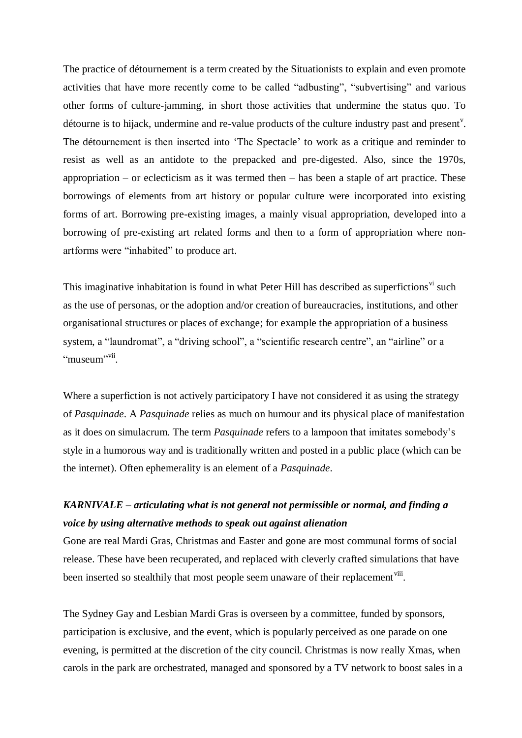The practice of détournement is a term created by the Situationists to explain and even promote activities that have more recently come to be called "adbusting", "subvertising" and various other forms of culture-jamming, in short those activities that undermine the status quo. To détourne is to hijack, undermine and re-value products of the culture industry past and present[v]. The détournement is then inserted into 'The Spectacle' to work as a critique and reminder to resist as well as an antidote to the prepacked and pre-digested. Also, since the 1970s, appropriation – or eclecticism as it was termed then – has been a staple of art practice. These borrowings of elements from art history or popular culture were incorporated into existing forms of art. Borrowing pre-existing images, a mainly visual appropriation, developed into a borrowing of pre-existing art related forms and then to a form of appropriation where non-artforms were "inhabited" to produce art.

This imaginative inhabitation is found in what Peter Hill has described as superfictions[vi] such as the use of personas, or the adoption and/or creation of bureaucracies, institutions, and other organisational structures or places of exchange; for example the appropriation of a business system, a "laundromat", a "driving school", a "scientific research centre", an "airline" or a "museum"[vii].

Where a superfiction is not actively participatory I have not considered it as using the strategy of *Pasquinade*. A *Pasquinade* relies as much on humour and its physical place of manifestation as it does on simulacrum. The term *Pasquinade* refers to a lampoon that imitates somebody's style in a humorous way and is traditionally written and posted in a public place (which can be the internet). Often ephemerality is an element of a *Pasquinade*.

***KARNIVALE – articulating what is not general not permissible or normal, and finding a voice by using alternative methods to speak out against alienation***

Gone are real Mardi Gras, Christmas and Easter and gone are most communal forms of social release. These have been recuperated, and replaced with cleverly crafted simulations that have been inserted so stealthily that most people seem unaware of their replacement[viii].

The Sydney Gay and Lesbian Mardi Gras is overseen by a committee, funded by sponsors, participation is exclusive, and the event, which is popularly perceived as one parade on one evening, is permitted at the discretion of the city council. Christmas is now really Xmas, when carols in the park are orchestrated, managed and sponsored by a TV network to boost sales in a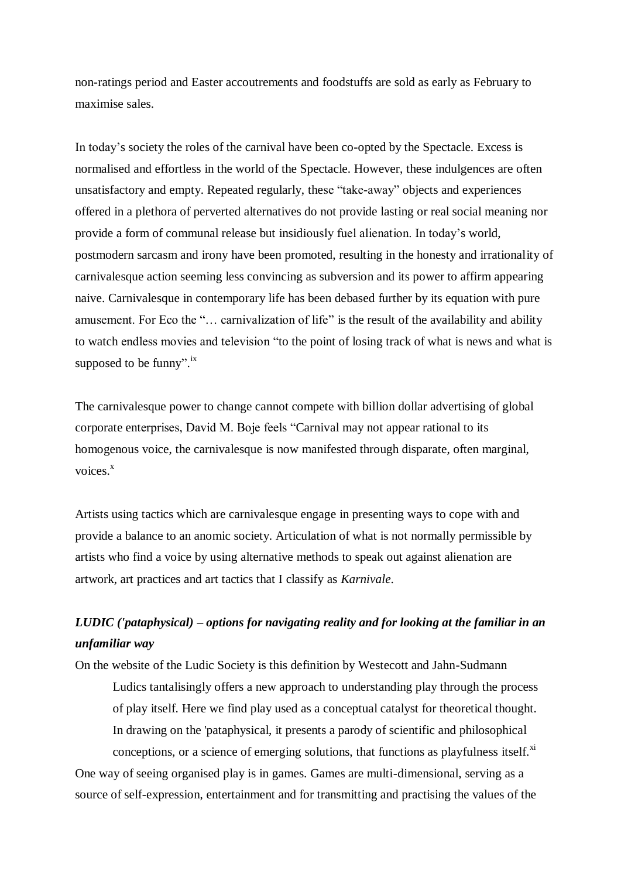non-ratings period and Easter accoutrements and foodstuffs are sold as early as February to maximise sales.

In today's society the roles of the carnival have been co-opted by the Spectacle. Excess is normalised and effortless in the world of the Spectacle. However, these indulgences are often unsatisfactory and empty. Repeated regularly, these "take-away" objects and experiences offered in a plethora of perverted alternatives do not provide lasting or real social meaning nor provide a form of communal release but insidiously fuel alienation. In today's world, postmodern sarcasm and irony have been promoted, resulting in the honesty and irrationality of carnivalesque action seeming less convincing as subversion and its power to affirm appearing naive. Carnivalesque in contemporary life has been debased further by its equation with pure amusement. For Eco the "… carnivalization of life" is the result of the availability and ability to watch endless movies and television "to the point of losing track of what is news and what is supposed to be funny".[ix]

The carnivalesque power to change cannot compete with billion dollar advertising of global corporate enterprises, David M. Boje feels "Carnival may not appear rational to its homogenous voice, the carnivalesque is now manifested through disparate, often marginal, voices.[x]

Artists using tactics which are carnivalesque engage in presenting ways to cope with and provide a balance to an anomic society. Articulation of what is not normally permissible by artists who find a voice by using alternative methods to speak out against alienation are artwork, art practices and art tactics that I classify as *Karnivale*.

***LUDIC ('pataphysical) – options for navigating reality and for looking at the familiar in an unfamiliar way***

On the website of the Ludic Society is this definition by Westecott and Jahn-Sudmann

> Ludics tantalisingly offers a new approach to understanding play through the process of play itself. Here we find play used as a conceptual catalyst for theoretical thought. In drawing on the 'pataphysical, it presents a parody of scientific and philosophical conceptions, or a science of emerging solutions, that functions as playfulness itself.[xi]

One way of seeing organised play is in games. Games are multi-dimensional, serving as a source of self-expression, entertainment and for transmitting and practising the values of the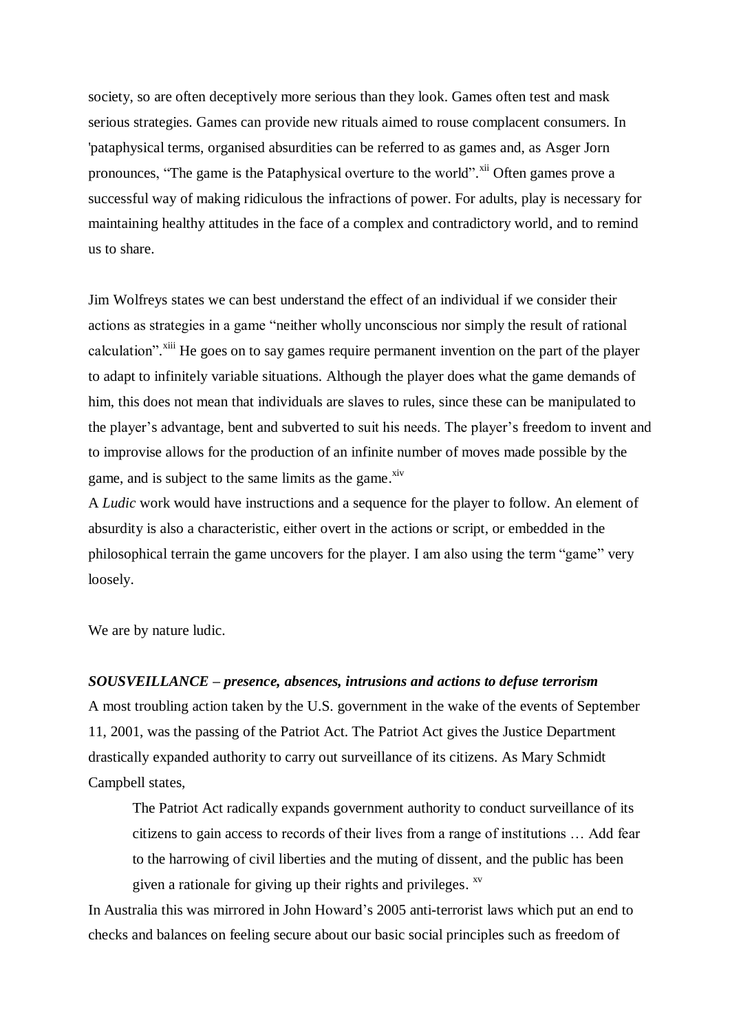society, so are often deceptively more serious than they look. Games often test and mask serious strategies. Games can provide new rituals aimed to rouse complacent consumers. In 'pataphysical terms, organised absurdities can be referred to as games and, as Asger Jorn pronounces, "The game is the Pataphysical overture to the world".[xii] Often games prove a successful way of making ridiculous the infractions of power. For adults, play is necessary for maintaining healthy attitudes in the face of a complex and contradictory world, and to remind us to share.

Jim Wolfreys states we can best understand the effect of an individual if we consider their actions as strategies in a game "neither wholly unconscious nor simply the result of rational calculation".[xiii] He goes on to say games require permanent invention on the part of the player to adapt to infinitely variable situations. Although the player does what the game demands of him, this does not mean that individuals are slaves to rules, since these can be manipulated to the player's advantage, bent and subverted to suit his needs. The player's freedom to invent and to improvise allows for the production of an infinite number of moves made possible by the game, and is subject to the same limits as the game.[xiv]

A *Ludic* work would have instructions and a sequence for the player to follow. An element of absurdity is also a characteristic, either overt in the actions or script, or embedded in the philosophical terrain the game uncovers for the player. I am also using the term "game" very loosely.

We are by nature ludic.

***SOUSVEILLANCE – presence, absences, intrusions and actions to defuse terrorism***

A most troubling action taken by the U.S. government in the wake of the events of September 11, 2001, was the passing of the Patriot Act. The Patriot Act gives the Justice Department drastically expanded authority to carry out surveillance of its citizens. As Mary Schmidt Campbell states,

> The Patriot Act radically expands government authority to conduct surveillance of its citizens to gain access to records of their lives from a range of institutions … Add fear to the harrowing of civil liberties and the muting of dissent, and the public has been given a rationale for giving up their rights and privileges. [xv]

In Australia this was mirrored in John Howard's 2005 anti-terrorist laws which put an end to checks and balances on feeling secure about our basic social principles such as freedom of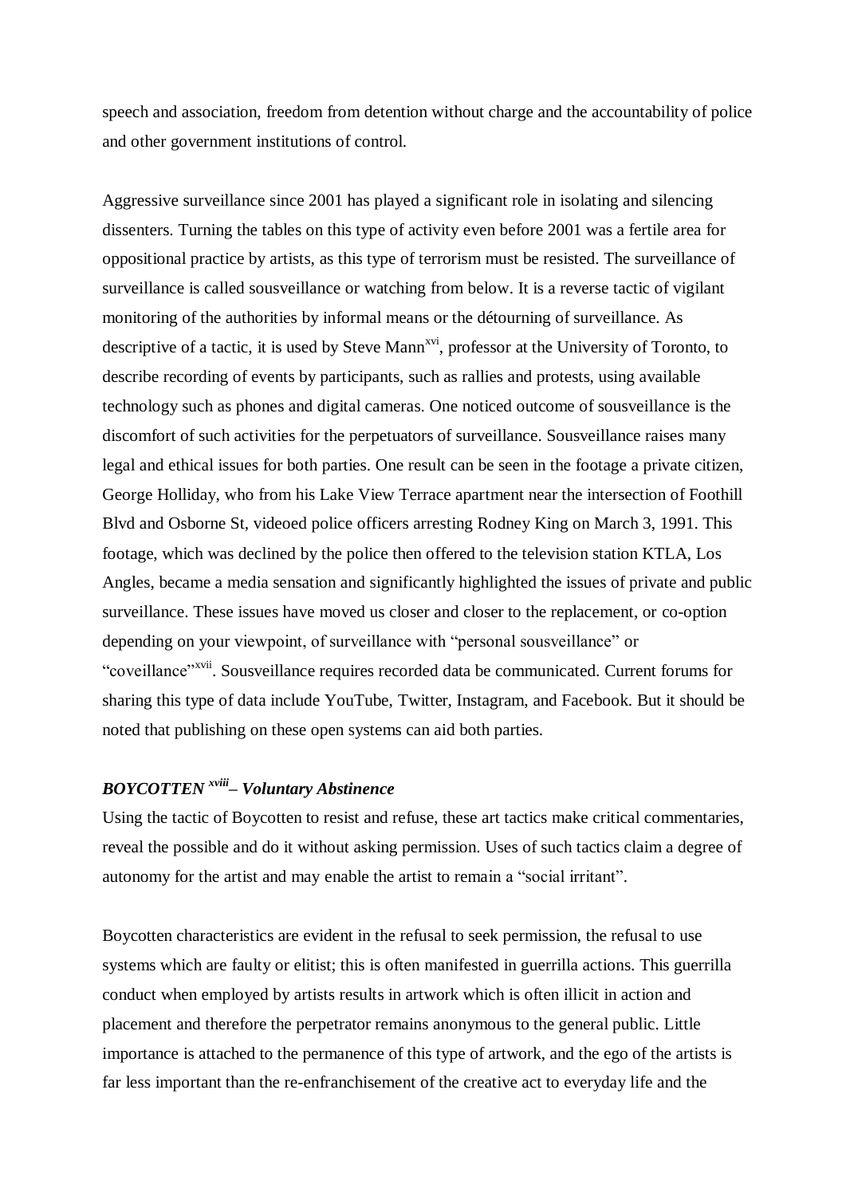speech and association, freedom from detention without charge and the accountability of police and other government institutions of control.

Aggressive surveillance since 2001 has played a significant role in isolating and silencing dissenters. Turning the tables on this type of activity even before 2001 was a fertile area for oppositional practice by artists, as this type of terrorism must be resisted. The surveillance of surveillance is called sousveillance or watching from below. It is a reverse tactic of vigilant monitoring of the authorities by informal means or the détourning of surveillance. As descriptive of a tactic, it is used by Steve Mann[xvi], professor at the University of Toronto, to describe recording of events by participants, such as rallies and protests, using available technology such as phones and digital cameras. One noticed outcome of sousveillance is the discomfort of such activities for the perpetuators of surveillance. Sousveillance raises many legal and ethical issues for both parties. One result can be seen in the footage a private citizen, George Holliday, who from his Lake View Terrace apartment near the intersection of Foothill Blvd and Osborne St, videoed police officers arresting Rodney King on March 3, 1991. This footage, which was declined by the police then offered to the television station KTLA, Los Angles, became a media sensation and significantly highlighted the issues of private and public surveillance. These issues have moved us closer and closer to the replacement, or co-option depending on your viewpoint, of surveillance with "personal sousveillance" or "coveillance"[xvii]. Sousveillance requires recorded data be communicated. Current forums for sharing this type of data include YouTube, Twitter, Instagram, and Facebook. But it should be noted that publishing on these open systems can aid both parties.

### *BOYCOTTEN [xviii] – Voluntary Abstinence*

Using the tactic of Boycotten to resist and refuse, these art tactics make critical commentaries, reveal the possible and do it without asking permission. Uses of such tactics claim a degree of autonomy for the artist and may enable the artist to remain a "social irritant".

Boycotten characteristics are evident in the refusal to seek permission, the refusal to use systems which are faulty or elitist; this is often manifested in guerrilla actions. This guerrilla conduct when employed by artists results in artwork which is often illicit in action and placement and therefore the perpetrator remains anonymous to the general public. Little importance is attached to the permanence of this type of artwork, and the ego of the artists is far less important than the re-enfranchisement of the creative act to everyday life and the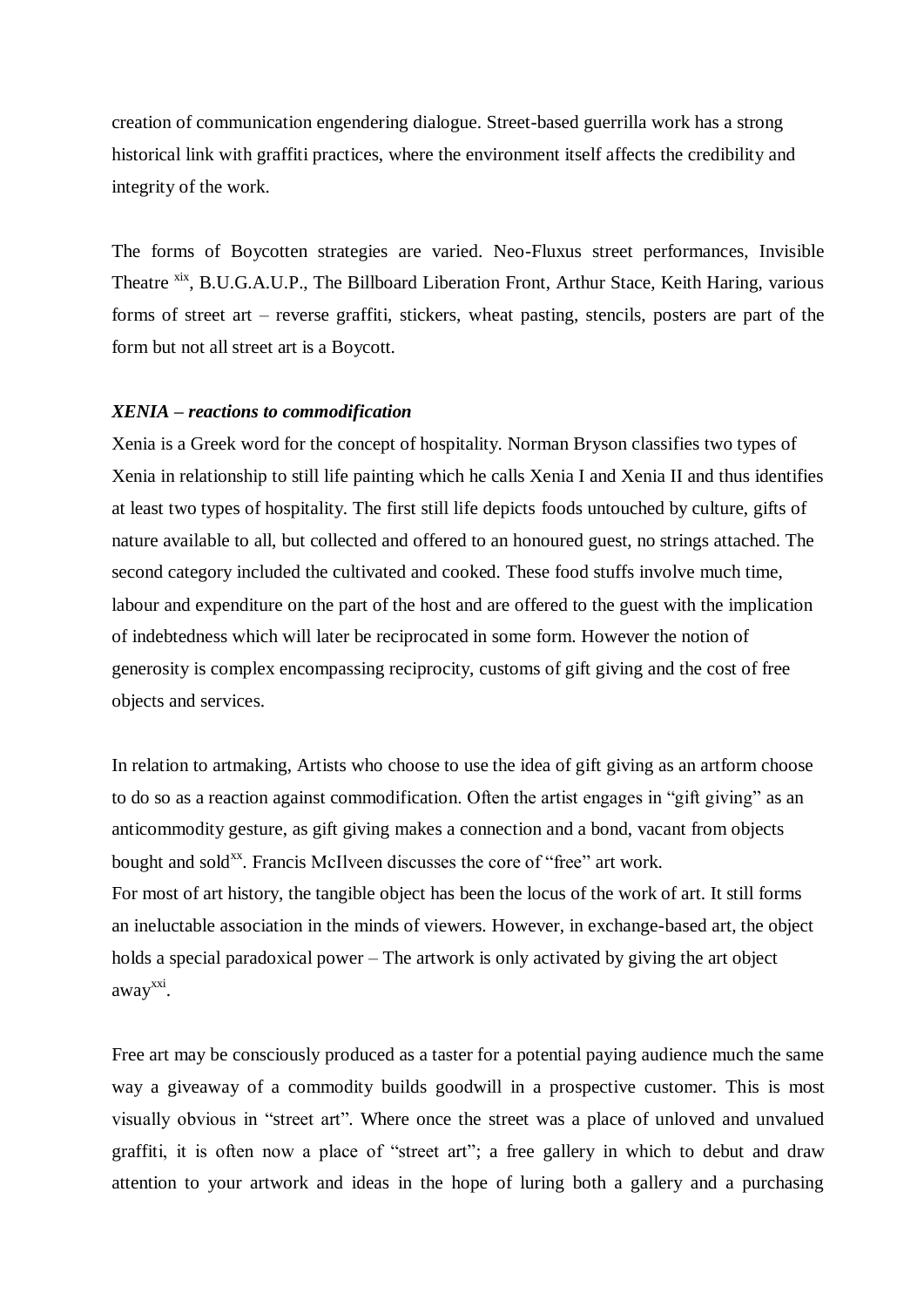creation of communication engendering dialogue. Street-based guerrilla work has a strong historical link with graffiti practices, where the environment itself affects the credibility and integrity of the work.

The forms of Boycotten strategies are varied. Neo-Fluxus street performances, Invisible Theatre [xix], B.U.G.A.U.P., The Billboard Liberation Front, Arthur Stace, Keith Haring, various forms of street art – reverse graffiti, stickers, wheat pasting, stencils, posters are part of the form but not all street art is a Boycott.

***XENIA – reactions to commodification***

Xenia is a Greek word for the concept of hospitality. Norman Bryson classifies two types of Xenia in relationship to still life painting which he calls Xenia I and Xenia II and thus identifies at least two types of hospitality. The first still life depicts foods untouched by culture, gifts of nature available to all, but collected and offered to an honoured guest, no strings attached. The second category included the cultivated and cooked. These food stuffs involve much time, labour and expenditure on the part of the host and are offered to the guest with the implication of indebtedness which will later be reciprocated in some form. However the notion of generosity is complex encompassing reciprocity, customs of gift giving and the cost of free objects and services.

In relation to artmaking, Artists who choose to use the idea of gift giving as an artform choose to do so as a reaction against commodification. Often the artist engages in "gift giving" as an anticommodity gesture, as gift giving makes a connection and a bond, vacant from objects bought and sold[xx]. Francis McIlveen discusses the core of "free" art work.

For most of art history, the tangible object has been the locus of the work of art. It still forms an ineluctable association in the minds of viewers. However, in exchange-based art, the object holds a special paradoxical power – The artwork is only activated by giving the art object away[xxi].

Free art may be consciously produced as a taster for a potential paying audience much the same way a giveaway of a commodity builds goodwill in a prospective customer. This is most visually obvious in "street art". Where once the street was a place of unloved and unvalued graffiti, it is often now a place of "street art"; a free gallery in which to debut and draw attention to your artwork and ideas in the hope of luring both a gallery and a purchasing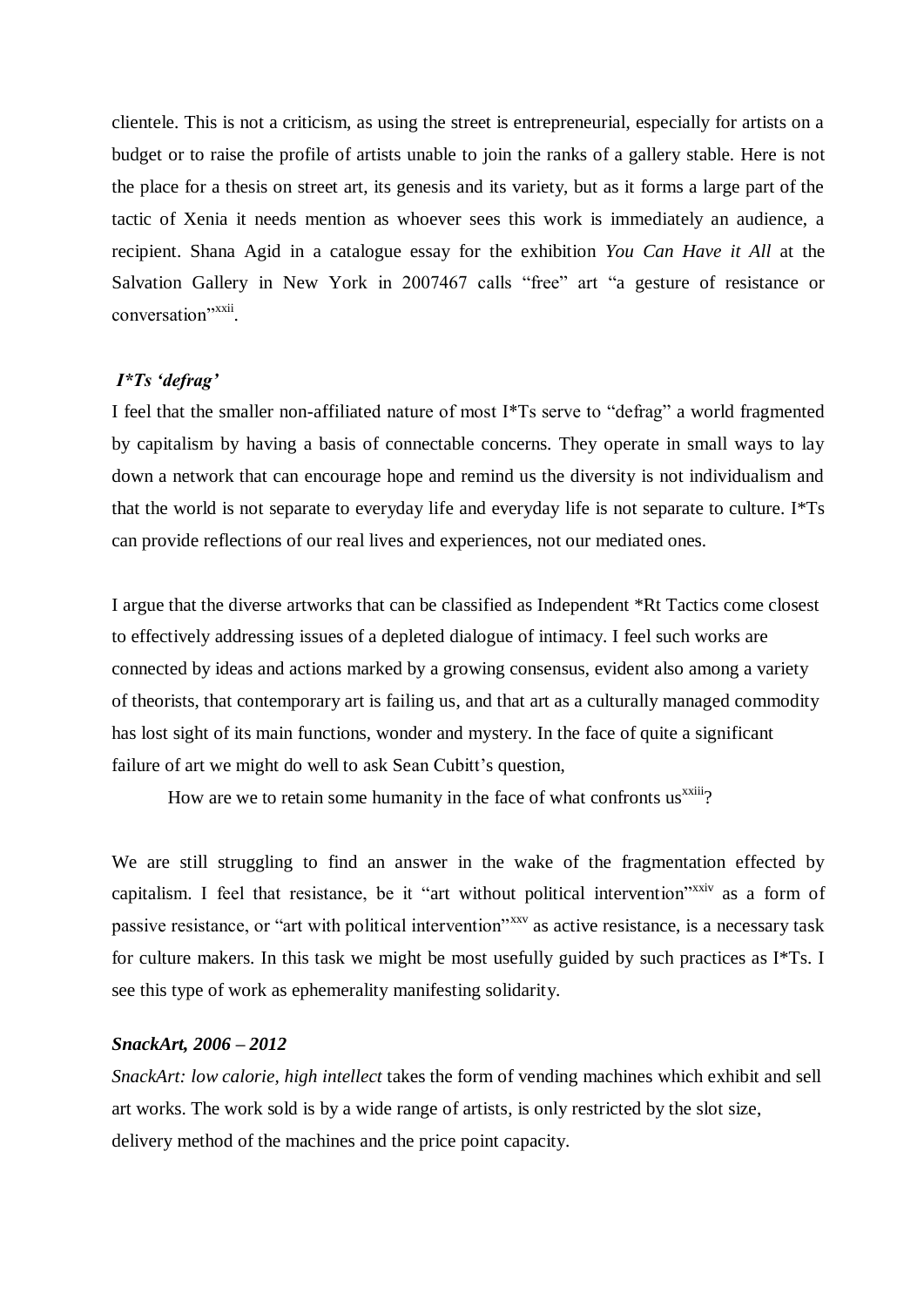clientele. This is not a criticism, as using the street is entrepreneurial, especially for artists on a budget or to raise the profile of artists unable to join the ranks of a gallery stable. Here is not the place for a thesis on street art, its genesis and its variety, but as it forms a large part of the tactic of Xenia it needs mention as whoever sees this work is immediately an audience, a recipient. Shana Agid in a catalogue essay for the exhibition *You Can Have it All* at the Salvation Gallery in New York in 2007467 calls "free" art "a gesture of resistance or conversation"[xxii].

### *I*Ts 'defrag'*

I feel that the smaller non-affiliated nature of most I*Ts serve to "defrag" a world fragmented by capitalism by having a basis of connectable concerns. They operate in small ways to lay down a network that can encourage hope and remind us the diversity is not individualism and that the world is not separate to everyday life and everyday life is not separate to culture. I*Ts can provide reflections of our real lives and experiences, not our mediated ones.

I argue that the diverse artworks that can be classified as Independent *Rt Tactics come closest to effectively addressing issues of a depleted dialogue of intimacy. I feel such works are connected by ideas and actions marked by a growing consensus, evident also among a variety of theorists, that contemporary art is failing us, and that art as a culturally managed commodity has lost sight of its main functions, wonder and mystery. In the face of quite a significant failure of art we might do well to ask Sean Cubitt's question,

> How are we to retain some humanity in the face of what confronts us[xxiii]?

We are still struggling to find an answer in the wake of the fragmentation effected by capitalism. I feel that resistance, be it "art without political intervention"[xxiv] as a form of passive resistance, or "art with political intervention"[xxv] as active resistance, is a necessary task for culture makers. In this task we might be most usefully guided by such practices as I*Ts. I see this type of work as ephemerality manifesting solidarity.

### *SnackArt, 2006 – 2012*

*SnackArt: low calorie, high intellect* takes the form of vending machines which exhibit and sell art works. The work sold is by a wide range of artists, is only restricted by the slot size, delivery method of the machines and the price point capacity.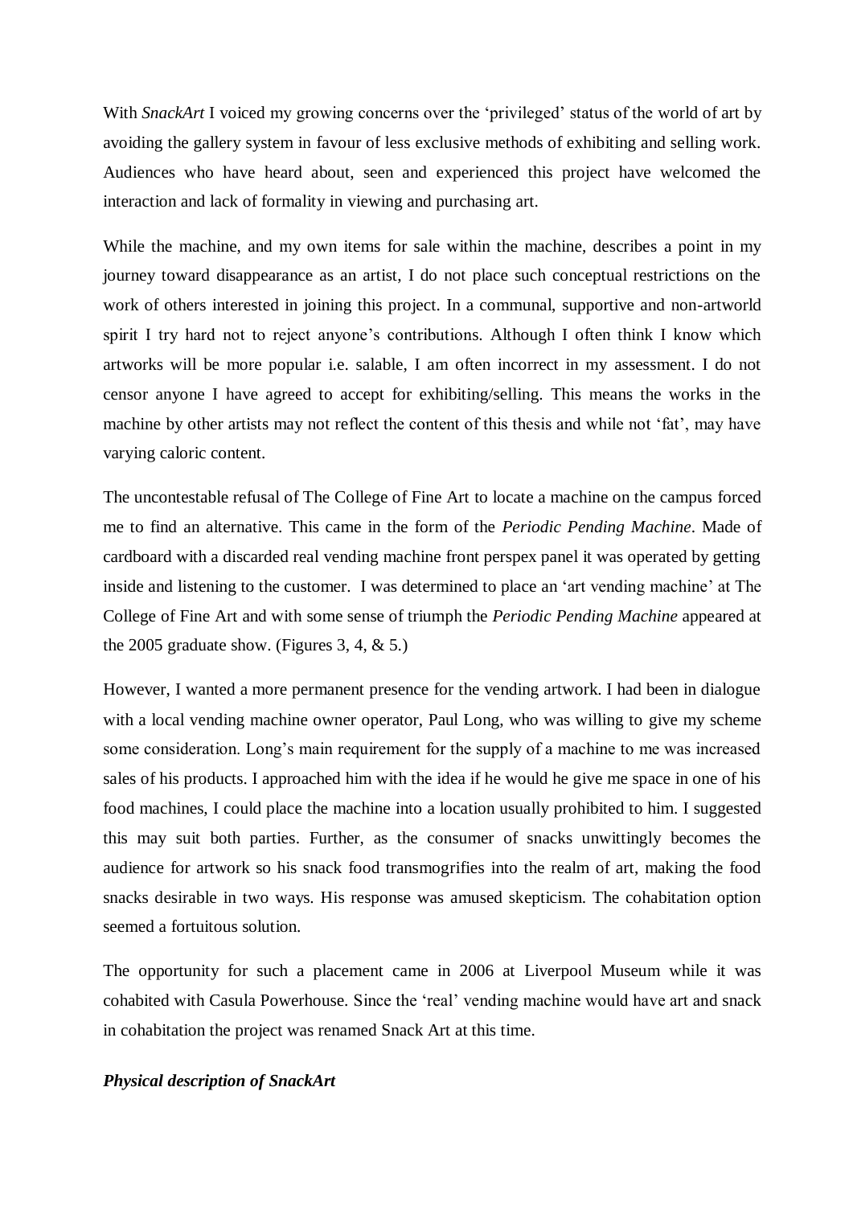With *SnackArt* I voiced my growing concerns over the 'privileged' status of the world of art by avoiding the gallery system in favour of less exclusive methods of exhibiting and selling work. Audiences who have heard about, seen and experienced this project have welcomed the interaction and lack of formality in viewing and purchasing art.

While the machine, and my own items for sale within the machine, describes a point in my journey toward disappearance as an artist, I do not place such conceptual restrictions on the work of others interested in joining this project. In a communal, supportive and non-artworld spirit I try hard not to reject anyone's contributions. Although I often think I know which artworks will be more popular i.e. salable, I am often incorrect in my assessment. I do not censor anyone I have agreed to accept for exhibiting/selling. This means the works in the machine by other artists may not reflect the content of this thesis and while not 'fat', may have varying caloric content.

The uncontestable refusal of The College of Fine Art to locate a machine on the campus forced me to find an alternative. This came in the form of the *Periodic Pending Machine*. Made of cardboard with a discarded real vending machine front perspex panel it was operated by getting inside and listening to the customer. I was determined to place an 'art vending machine' at The College of Fine Art and with some sense of triumph the *Periodic Pending Machine* appeared at the 2005 graduate show. (Figures 3, 4, & 5.)

However, I wanted a more permanent presence for the vending artwork. I had been in dialogue with a local vending machine owner operator, Paul Long, who was willing to give my scheme some consideration. Long's main requirement for the supply of a machine to me was increased sales of his products. I approached him with the idea if he would he give me space in one of his food machines, I could place the machine into a location usually prohibited to him. I suggested this may suit both parties. Further, as the consumer of snacks unwittingly becomes the audience for artwork so his snack food transmogrifies into the realm of art, making the food snacks desirable in two ways. His response was amused skepticism. The cohabitation option seemed a fortuitous solution.

The opportunity for such a placement came in 2006 at Liverpool Museum while it was cohabited with Casula Powerhouse. Since the 'real' vending machine would have art and snack in cohabitation the project was renamed Snack Art at this time.

### *Physical description of SnackArt*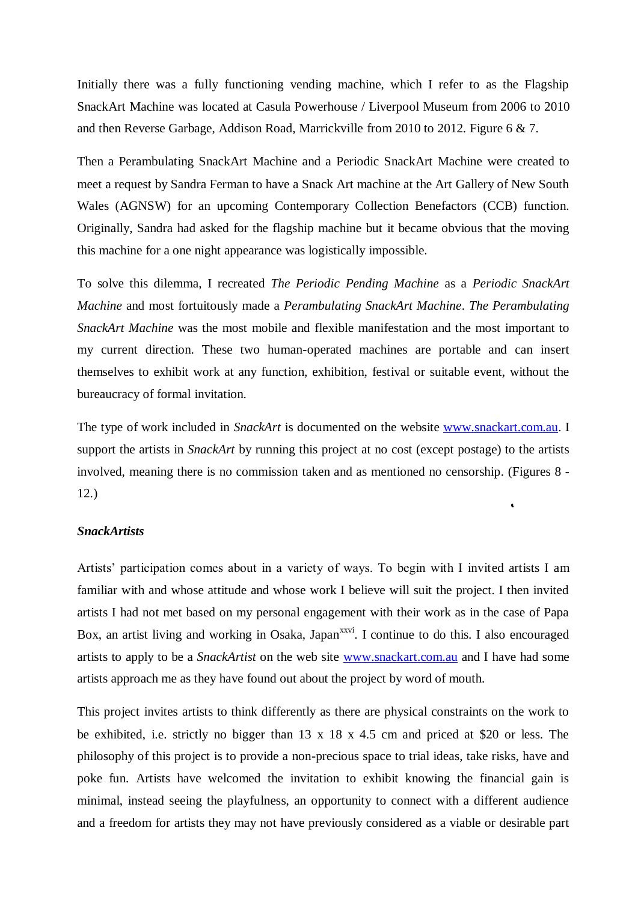Initially there was a fully functioning vending machine, which I refer to as the Flagship SnackArt Machine was located at Casula Powerhouse / Liverpool Museum from 2006 to 2010 and then Reverse Garbage, Addison Road, Marrickville from 2010 to 2012. Figure 6 & 7.

Then a Perambulating SnackArt Machine and a Periodic SnackArt Machine were created to meet a request by Sandra Ferman to have a Snack Art machine at the Art Gallery of New South Wales (AGNSW) for an upcoming Contemporary Collection Benefactors (CCB) function. Originally, Sandra had asked for the flagship machine but it became obvious that the moving this machine for a one night appearance was logistically impossible.

To solve this dilemma, I recreated *The Periodic Pending Machine* as a *Periodic SnackArt Machine* and most fortuitously made a *Perambulating SnackArt Machine*. *The Perambulating SnackArt Machine* was the most mobile and flexible manifestation and the most important to my current direction. These two human-operated machines are portable and can insert themselves to exhibit work at any function, exhibition, festival or suitable event, without the bureaucracy of formal invitation.

The type of work included in *SnackArt* is documented on the website [www.snackart.com.au](http://www.snackart.com.au). I support the artists in *SnackArt* by running this project at no cost (except postage) to the artists involved, meaning there is no commission taken and as mentioned no censorship. (Figures 8 - 12.)

***SnackArtists***

Artists' participation comes about in a variety of ways. To begin with I invited artists I am familiar with and whose attitude and whose work I believe will suit the project. I then invited artists I had not met based on my personal engagement with their work as in the case of Papa Box, an artist living and working in Osaka, Japan[xxvi]. I continue to do this. I also encouraged artists to apply to be a *SnackArtist* on the web site [www.snackart.com.au](http://www.snackart.com.au) and I have had some artists approach me as they have found out about the project by word of mouth.

This project invites artists to think differently as there are physical constraints on the work to be exhibited, i.e. strictly no bigger than 13 x 18 x 4.5 cm and priced at $20 or less. The philosophy of this project is to provide a non-precious space to trial ideas, take risks, have and poke fun. Artists have welcomed the invitation to exhibit knowing the financial gain is minimal, instead seeing the playfulness, an opportunity to connect with a different audience and a freedom for artists they may not have previously considered as a viable or desirable part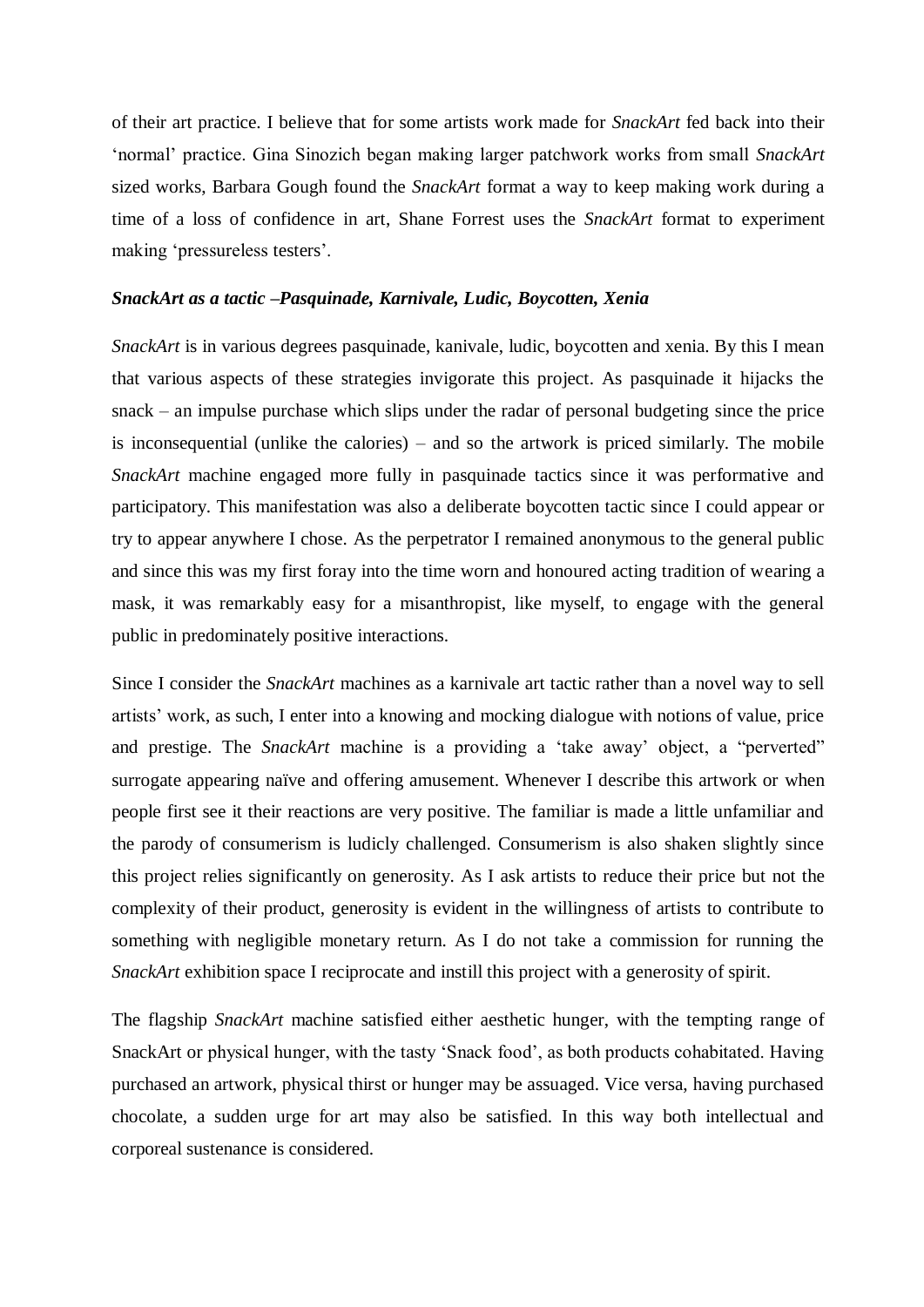of their art practice. I believe that for some artists work made for *SnackArt* fed back into their 'normal' practice. Gina Sinozich began making larger patchwork works from small *SnackArt* sized works, Barbara Gough found the *SnackArt* format a way to keep making work during a time of a loss of confidence in art, Shane Forrest uses the *SnackArt* format to experiment making 'pressureless testers'.

### *SnackArt as a tactic –Pasquinade, Karnivale, Ludic, Boycotten, Xenia*

*SnackArt* is in various degrees pasquinade, kanivale, ludic, boycotten and xenia. By this I mean that various aspects of these strategies invigorate this project. As pasquinade it hijacks the snack – an impulse purchase which slips under the radar of personal budgeting since the price is inconsequential (unlike the calories) – and so the artwork is priced similarly. The mobile *SnackArt* machine engaged more fully in pasquinade tactics since it was performative and participatory. This manifestation was also a deliberate boycotten tactic since I could appear or try to appear anywhere I chose. As the perpetrator I remained anonymous to the general public and since this was my first foray into the time worn and honoured acting tradition of wearing a mask, it was remarkably easy for a misanthropist, like myself, to engage with the general public in predominately positive interactions.

Since I consider the *SnackArt* machines as a karnivale art tactic rather than a novel way to sell artists' work, as such, I enter into a knowing and mocking dialogue with notions of value, price and prestige. The *SnackArt* machine is a providing a 'take away' object, a "perverted" surrogate appearing naïve and offering amusement. Whenever I describe this artwork or when people first see it their reactions are very positive. The familiar is made a little unfamiliar and the parody of consumerism is ludicly challenged. Consumerism is also shaken slightly since this project relies significantly on generosity. As I ask artists to reduce their price but not the complexity of their product, generosity is evident in the willingness of artists to contribute to something with negligible monetary return. As I do not take a commission for running the *SnackArt* exhibition space I reciprocate and instill this project with a generosity of spirit.

The flagship *SnackArt* machine satisfied either aesthetic hunger, with the tempting range of SnackArt or physical hunger, with the tasty 'Snack food', as both products cohabitated. Having purchased an artwork, physical thirst or hunger may be assuaged. Vice versa, having purchased chocolate, a sudden urge for art may also be satisfied. In this way both intellectual and corporeal sustenance is considered.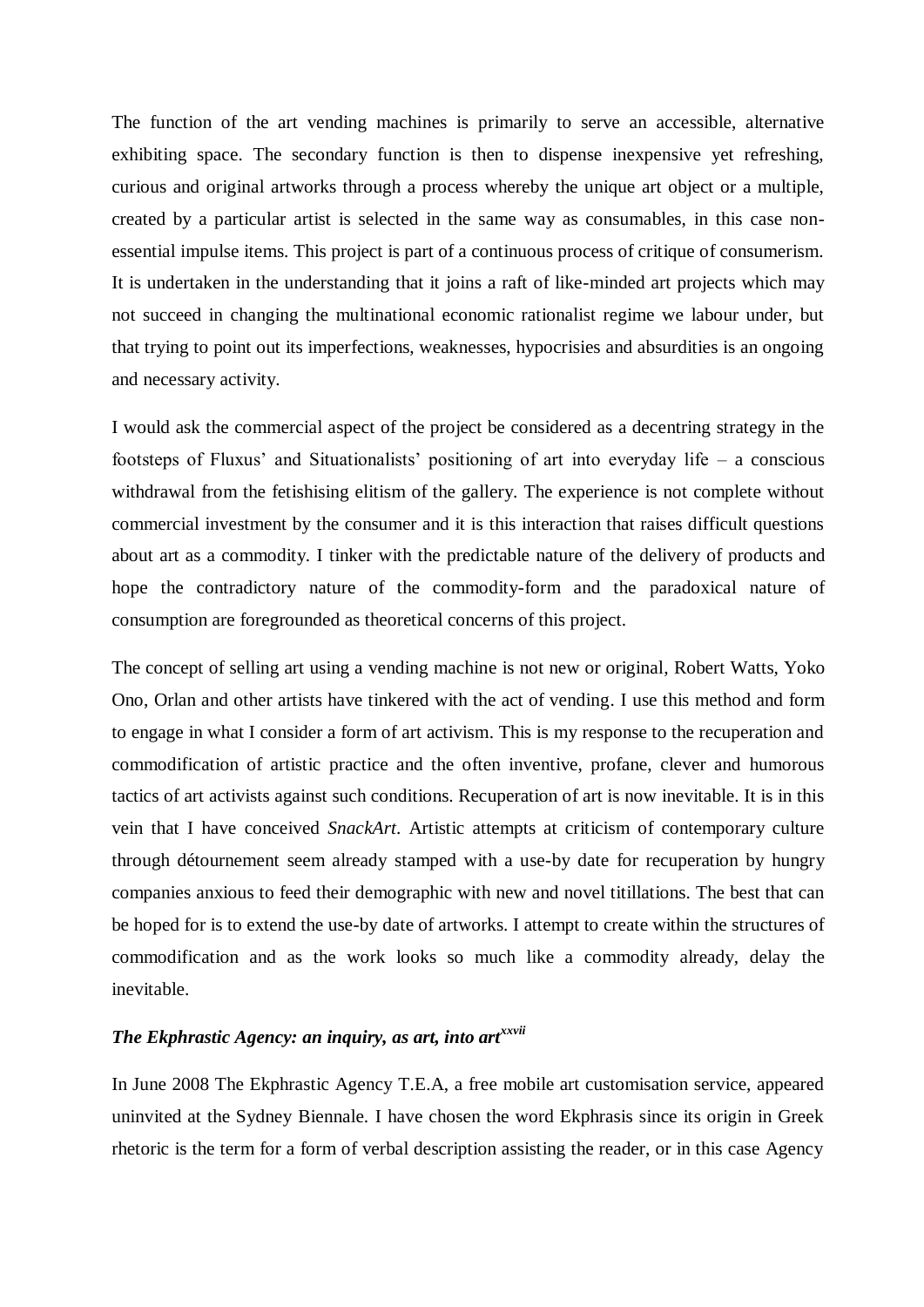The function of the art vending machines is primarily to serve an accessible, alternative exhibiting space. The secondary function is then to dispense inexpensive yet refreshing, curious and original artworks through a process whereby the unique art object or a multiple, created by a particular artist is selected in the same way as consumables, in this case non-essential impulse items. This project is part of a continuous process of critique of consumerism. It is undertaken in the understanding that it joins a raft of like-minded art projects which may not succeed in changing the multinational economic rationalist regime we labour under, but that trying to point out its imperfections, weaknesses, hypocrisies and absurdities is an ongoing and necessary activity.

I would ask the commercial aspect of the project be considered as a decentring strategy in the footsteps of Fluxus' and Situationalists' positioning of art into everyday life – a conscious withdrawal from the fetishising elitism of the gallery. The experience is not complete without commercial investment by the consumer and it is this interaction that raises difficult questions about art as a commodity. I tinker with the predictable nature of the delivery of products and hope the contradictory nature of the commodity-form and the paradoxical nature of consumption are foregrounded as theoretical concerns of this project.

The concept of selling art using a vending machine is not new or original, Robert Watts, Yoko Ono, Orlan and other artists have tinkered with the act of vending. I use this method and form to engage in what I consider a form of art activism. This is my response to the recuperation and commodification of artistic practice and the often inventive, profane, clever and humorous tactics of art activists against such conditions. Recuperation of art is now inevitable. It is in this vein that I have conceived *SnackArt*. Artistic attempts at criticism of contemporary culture through détournement seem already stamped with a use-by date for recuperation by hungry companies anxious to feed their demographic with new and novel titillations. The best that can be hoped for is to extend the use-by date of artworks. I attempt to create within the structures of commodification and as the work looks so much like a commodity already, delay the inevitable.

### *The Ekphrastic Agency: an inquiry, as art, into art*[xxvii]

In June 2008 The Ekphrastic Agency T.E.A, a free mobile art customisation service, appeared uninvited at the Sydney Biennale. I have chosen the word Ekphrasis since its origin in Greek rhetoric is the term for a form of verbal description assisting the reader, or in this case Agency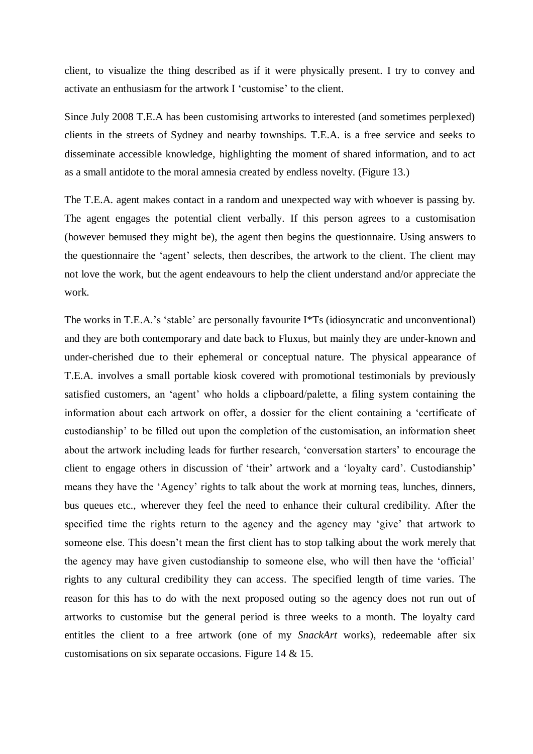client, to visualize the thing described as if it were physically present. I try to convey and activate an enthusiasm for the artwork I 'customise' to the client.

Since July 2008 T.E.A has been customising artworks to interested (and sometimes perplexed) clients in the streets of Sydney and nearby townships. T.E.A. is a free service and seeks to disseminate accessible knowledge, highlighting the moment of shared information, and to act as a small antidote to the moral amnesia created by endless novelty. (Figure 13.)

The T.E.A. agent makes contact in a random and unexpected way with whoever is passing by. The agent engages the potential client verbally. If this person agrees to a customisation (however bemused they might be), the agent then begins the questionnaire. Using answers to the questionnaire the 'agent' selects, then describes, the artwork to the client. The client may not love the work, but the agent endeavours to help the client understand and/or appreciate the work.

The works in T.E.A.'s 'stable' are personally favourite I*Ts (idiosyncratic and unconventional) and they are both contemporary and date back to Fluxus, but mainly they are under-known and under-cherished due to their ephemeral or conceptual nature. The physical appearance of T.E.A. involves a small portable kiosk covered with promotional testimonials by previously satisfied customers, an 'agent' who holds a clipboard/palette, a filing system containing the information about each artwork on offer, a dossier for the client containing a 'certificate of custodianship' to be filled out upon the completion of the customisation, an information sheet about the artwork including leads for further research, 'conversation starters' to encourage the client to engage others in discussion of 'their' artwork and a 'loyalty card'. Custodianship' means they have the 'Agency' rights to talk about the work at morning teas, lunches, dinners, bus queues etc., wherever they feel the need to enhance their cultural credibility. After the specified time the rights return to the agency and the agency may 'give' that artwork to someone else. This doesn't mean the first client has to stop talking about the work merely that the agency may have given custodianship to someone else, who will then have the 'official' rights to any cultural credibility they can access. The specified length of time varies. The reason for this has to do with the next proposed outing so the agency does not run out of artworks to customise but the general period is three weeks to a month. The loyalty card entitles the client to a free artwork (one of my *SnackArt* works), redeemable after six customisations on six separate occasions. Figure 14 & 15.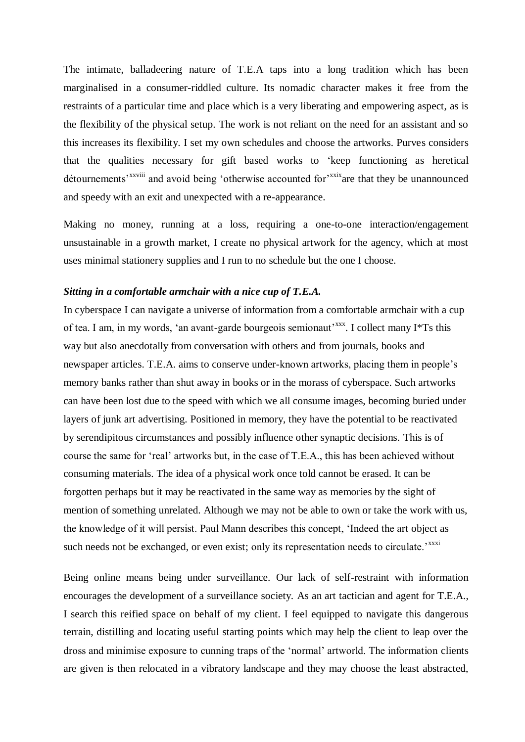The intimate, balladeering nature of T.E.A taps into a long tradition which has been marginalised in a consumer-riddled culture. Its nomadic character makes it free from the restraints of a particular time and place which is a very liberating and empowering aspect, as is the flexibility of the physical setup. The work is not reliant on the need for an assistant and so this increases its flexibility. I set my own schedules and choose the artworks. Purves considers that the qualities necessary for gift based works to 'keep functioning as heretical détournements'[xxviii] and avoid being 'otherwise accounted for'[xxix]are that they be unannounced and speedy with an exit and unexpected with a re-appearance.

Making no money, running at a loss, requiring a one-to-one interaction/engagement unsustainable in a growth market, I create no physical artwork for the agency, which at most uses minimal stationery supplies and I run to no schedule but the one I choose.

***Sitting in a comfortable armchair with a nice cup of T.E.A.***

In cyberspace I can navigate a universe of information from a comfortable armchair with a cup of tea. I am, in my words, 'an avant-garde bourgeois semionaut'[xxx]. I collect many I*Ts this way but also anecdotally from conversation with others and from journals, books and newspaper articles. T.E.A. aims to conserve under-known artworks, placing them in people's memory banks rather than shut away in books or in the morass of cyberspace. Such artworks can have been lost due to the speed with which we all consume images, becoming buried under layers of junk art advertising. Positioned in memory, they have the potential to be reactivated by serendipitous circumstances and possibly influence other synaptic decisions. This is of course the same for 'real' artworks but, in the case of T.E.A., this has been achieved without consuming materials. The idea of a physical work once told cannot be erased. It can be forgotten perhaps but it may be reactivated in the same way as memories by the sight of mention of something unrelated. Although we may not be able to own or take the work with us, the knowledge of it will persist. Paul Mann describes this concept, 'Indeed the art object as such needs not be exchanged, or even exist; only its representation needs to circulate.'[xxxi]

Being online means being under surveillance. Our lack of self-restraint with information encourages the development of a surveillance society. As an art tactician and agent for T.E.A., I search this reified space on behalf of my client. I feel equipped to navigate this dangerous terrain, distilling and locating useful starting points which may help the client to leap over the dross and minimise exposure to cunning traps of the 'normal' artworld. The information clients are given is then relocated in a vibratory landscape and they may choose the least abstracted,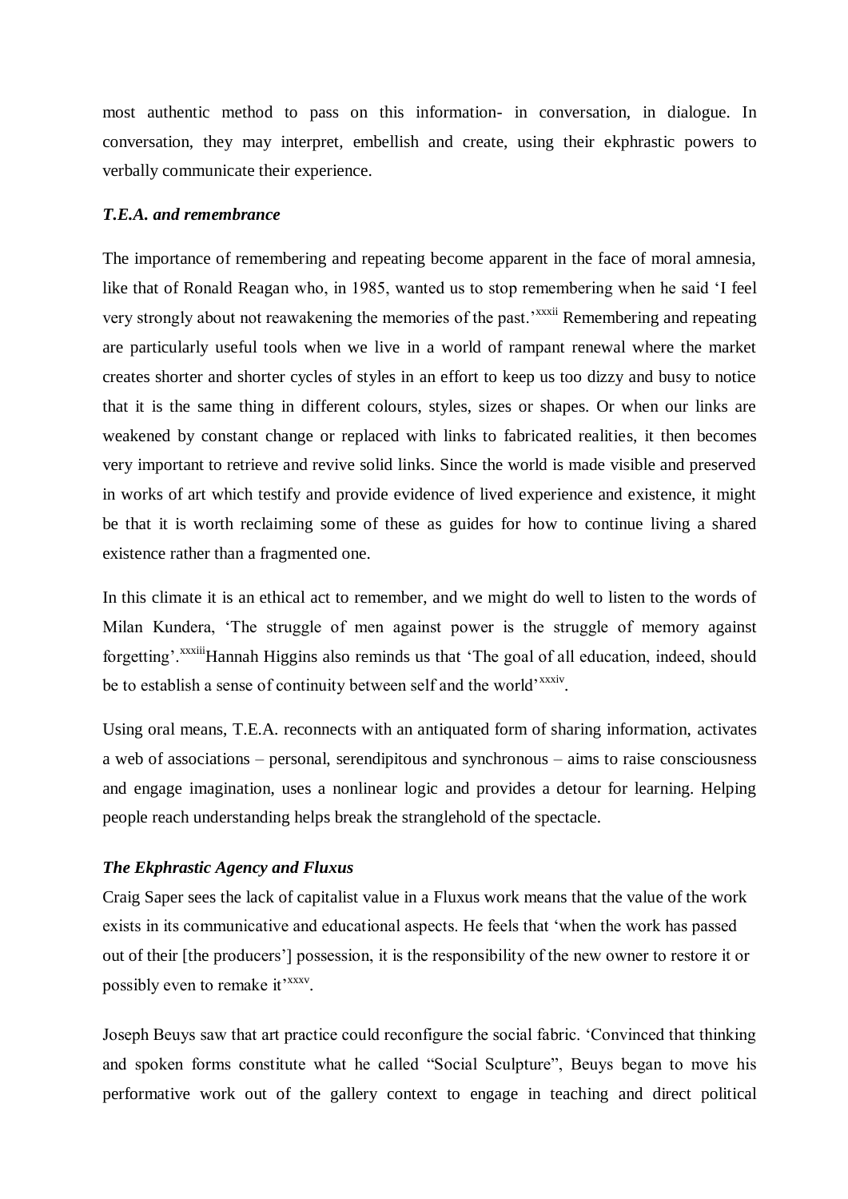most authentic method to pass on this information- in conversation, in dialogue. In conversation, they may interpret, embellish and create, using their ekphrastic powers to verbally communicate their experience.

### *T.E.A. and remembrance*

The importance of remembering and repeating become apparent in the face of moral amnesia, like that of Ronald Reagan who, in 1985, wanted us to stop remembering when he said 'I feel very strongly about not reawakening the memories of the past.'[xxxii] Remembering and repeating are particularly useful tools when we live in a world of rampant renewal where the market creates shorter and shorter cycles of styles in an effort to keep us too dizzy and busy to notice that it is the same thing in different colours, styles, sizes or shapes. Or when our links are weakened by constant change or replaced with links to fabricated realities, it then becomes very important to retrieve and revive solid links. Since the world is made visible and preserved in works of art which testify and provide evidence of lived experience and existence, it might be that it is worth reclaiming some of these as guides for how to continue living a shared existence rather than a fragmented one.

In this climate it is an ethical act to remember, and we might do well to listen to the words of Milan Kundera, 'The struggle of men against power is the struggle of memory against forgetting'.[xxxiii]Hannah Higgins also reminds us that 'The goal of all education, indeed, should be to establish a sense of continuity between self and the world'[xxxiv].

Using oral means, T.E.A. reconnects with an antiquated form of sharing information, activates a web of associations – personal, serendipitous and synchronous – aims to raise consciousness and engage imagination, uses a nonlinear logic and provides a detour for learning. Helping people reach understanding helps break the stranglehold of the spectacle.

### *The Ekphrastic Agency and Fluxus*

Craig Saper sees the lack of capitalist value in a Fluxus work means that the value of the work exists in its communicative and educational aspects. He feels that 'when the work has passed out of their [the producers'] possession, it is the responsibility of the new owner to restore it or possibly even to remake it'[xxxv].

Joseph Beuys saw that art practice could reconfigure the social fabric. 'Convinced that thinking and spoken forms constitute what he called "Social Sculpture", Beuys began to move his performative work out of the gallery context to engage in teaching and direct political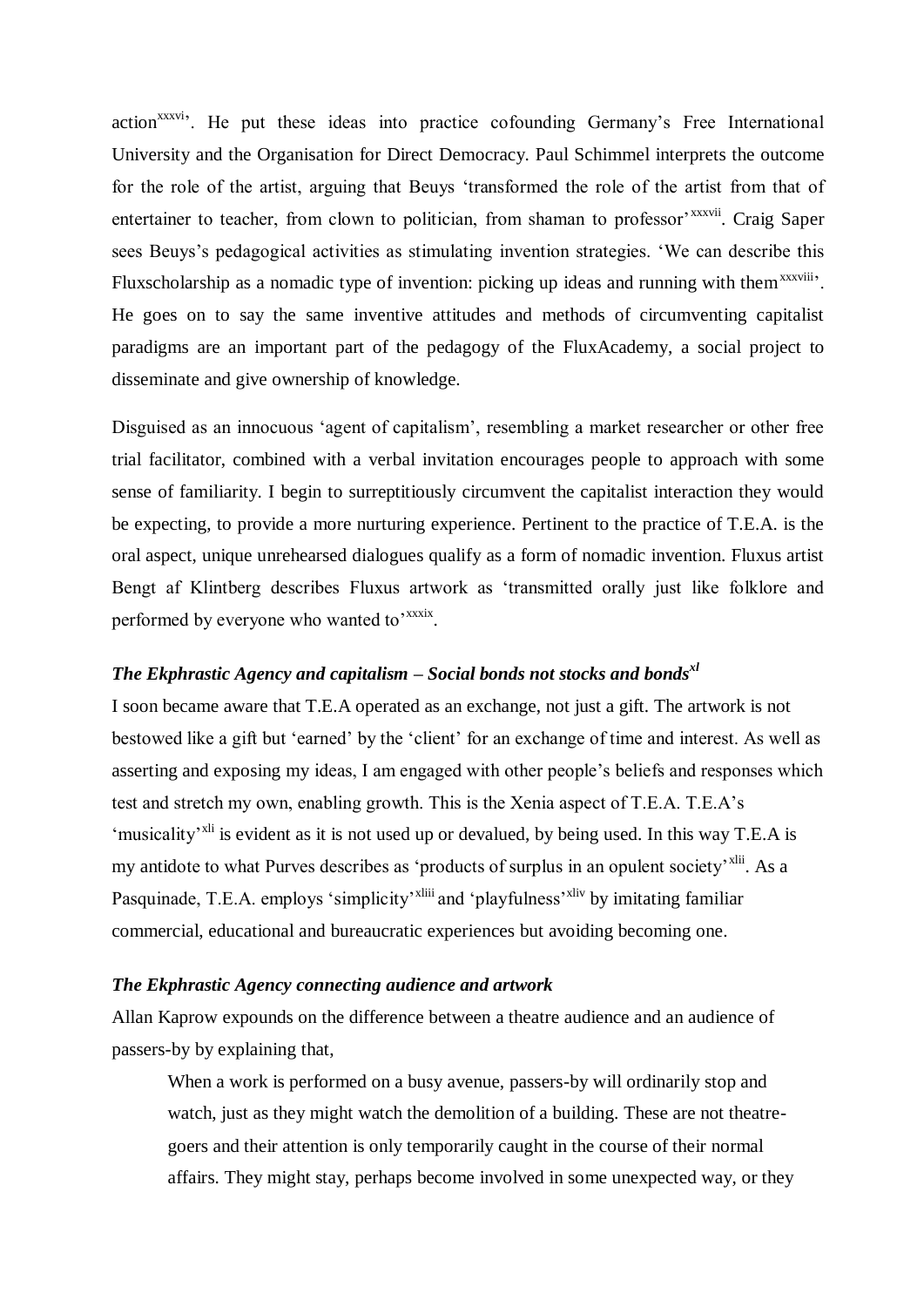action[xxxvi]'. He put these ideas into practice cofounding Germany's Free International University and the Organisation for Direct Democracy. Paul Schimmel interprets the outcome for the role of the artist, arguing that Beuys 'transformed the role of the artist from that of entertainer to teacher, from clown to politician, from shaman to professor'[xxxvii]. Craig Saper sees Beuys's pedagogical activities as stimulating invention strategies. 'We can describe this Fluxscholarship as a nomadic type of invention: picking up ideas and running with them[xxxviii]'. He goes on to say the same inventive attitudes and methods of circumventing capitalist paradigms are an important part of the pedagogy of the FluxAcademy, a social project to disseminate and give ownership of knowledge.

Disguised as an innocuous 'agent of capitalism', resembling a market researcher or other free trial facilitator, combined with a verbal invitation encourages people to approach with some sense of familiarity. I begin to surreptitiously circumvent the capitalist interaction they would be expecting, to provide a more nurturing experience. Pertinent to the practice of T.E.A. is the oral aspect, unique unrehearsed dialogues qualify as a form of nomadic invention. Fluxus artist Bengt af Klintberg describes Fluxus artwork as 'transmitted orally just like folklore and performed by everyone who wanted to'[xxxix].

### *The Ekphrastic Agency and capitalism – Social bonds not stocks and bonds*[xl]

I soon became aware that T.E.A operated as an exchange, not just a gift. The artwork is not bestowed like a gift but 'earned' by the 'client' for an exchange of time and interest. As well as asserting and exposing my ideas, I am engaged with other people's beliefs and responses which test and stretch my own, enabling growth. This is the Xenia aspect of T.E.A. T.E.A's 'musicality'[xli] is evident as it is not used up or devalued, by being used. In this way T.E.A is my antidote to what Purves describes as 'products of surplus in an opulent society'[xlii]. As a Pasquinade, T.E.A. employs 'simplicity'[xliii] and 'playfulness'[xliv] by imitating familiar commercial, educational and bureaucratic experiences but avoiding becoming one.

### *The Ekphrastic Agency connecting audience and artwork*

Allan Kaprow expounds on the difference between a theatre audience and an audience of passers-by by explaining that,

> When a work is performed on a busy avenue, passers-by will ordinarily stop and watch, just as they might watch the demolition of a building. These are not theatre-goers and their attention is only temporarily caught in the course of their normal affairs. They might stay, perhaps become involved in some unexpected way, or they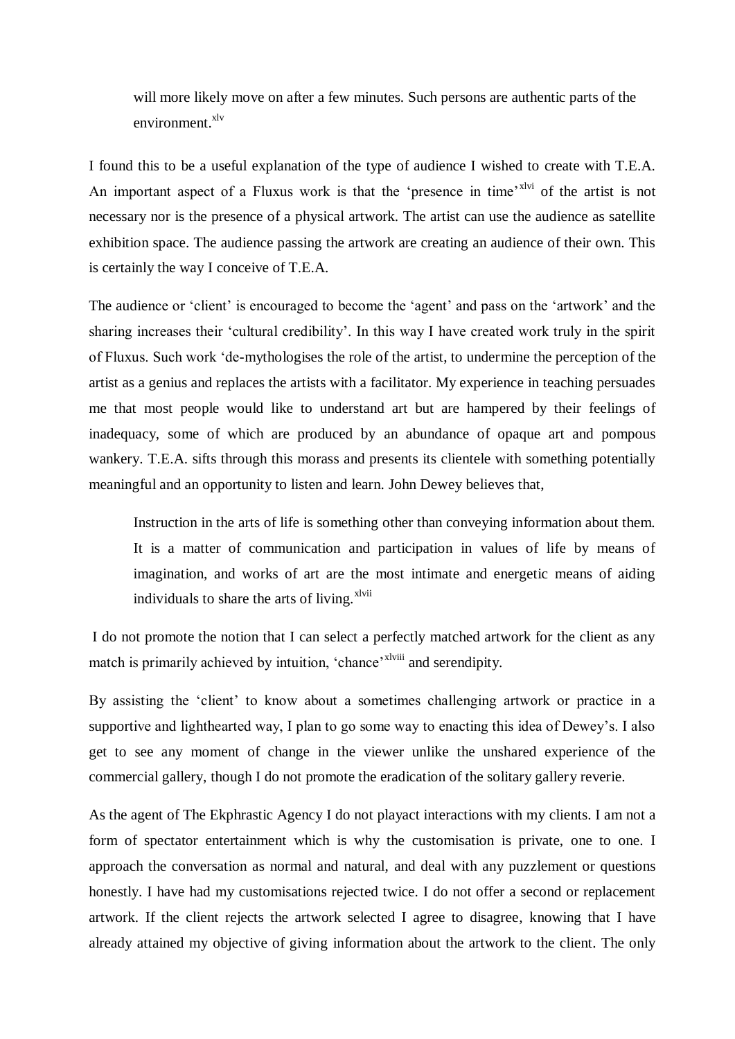> will more likely move on after a few minutes. Such persons are authentic parts of the environment.[xlv]

I found this to be a useful explanation of the type of audience I wished to create with T.E.A. An important aspect of a Fluxus work is that the 'presence in time'[xlvi] of the artist is not necessary nor is the presence of a physical artwork. The artist can use the audience as satellite exhibition space. The audience passing the artwork are creating an audience of their own. This is certainly the way I conceive of T.E.A.

The audience or 'client' is encouraged to become the 'agent' and pass on the 'artwork' and the sharing increases their 'cultural credibility'. In this way I have created work truly in the spirit of Fluxus. Such work 'de-mythologises the role of the artist, to undermine the perception of the artist as a genius and replaces the artists with a facilitator. My experience in teaching persuades me that most people would like to understand art but are hampered by their feelings of inadequacy, some of which are produced by an abundance of opaque art and pompous wankery. T.E.A. sifts through this morass and presents its clientele with something potentially meaningful and an opportunity to listen and learn. John Dewey believes that,

> Instruction in the arts of life is something other than conveying information about them. It is a matter of communication and participation in values of life by means of imagination, and works of art are the most intimate and energetic means of aiding individuals to share the arts of living.[xlvii]

I do not promote the notion that I can select a perfectly matched artwork for the client as any match is primarily achieved by intuition, 'chance'[xlviii] and serendipity.

By assisting the 'client' to know about a sometimes challenging artwork or practice in a supportive and lighthearted way, I plan to go some way to enacting this idea of Dewey's. I also get to see any moment of change in the viewer unlike the unshared experience of the commercial gallery, though I do not promote the eradication of the solitary gallery reverie.

As the agent of The Ekphrastic Agency I do not playact interactions with my clients. I am not a form of spectator entertainment which is why the customisation is private, one to one. I approach the conversation as normal and natural, and deal with any puzzlement or questions honestly. I have had my customisations rejected twice. I do not offer a second or replacement artwork. If the client rejects the artwork selected I agree to disagree, knowing that I have already attained my objective of giving information about the artwork to the client. The only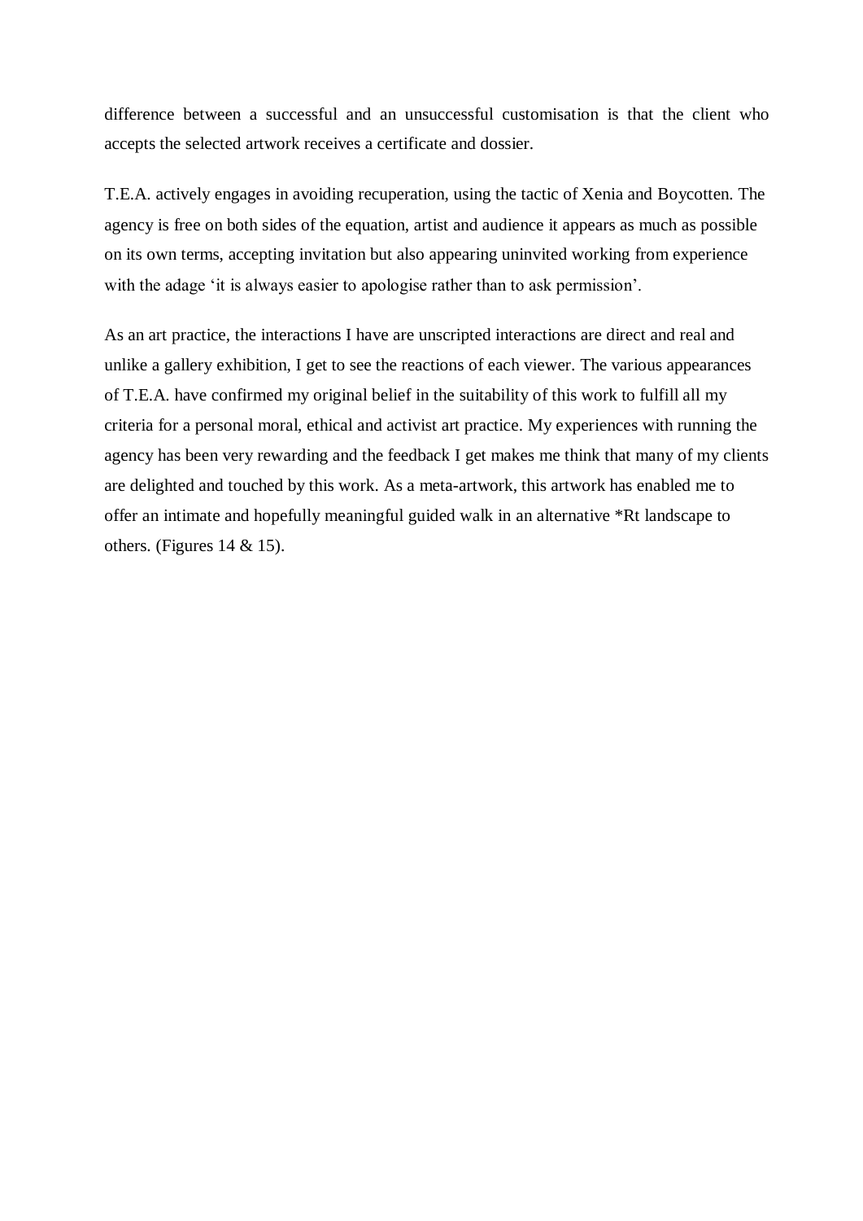difference between a successful and an unsuccessful customisation is that the client who accepts the selected artwork receives a certificate and dossier.

T.E.A. actively engages in avoiding recuperation, using the tactic of Xenia and Boycotten. The agency is free on both sides of the equation, artist and audience it appears as much as possible on its own terms, accepting invitation but also appearing uninvited working from experience with the adage 'it is always easier to apologise rather than to ask permission'.

As an art practice, the interactions I have are unscripted interactions are direct and real and unlike a gallery exhibition, I get to see the reactions of each viewer. The various appearances of T.E.A. have confirmed my original belief in the suitability of this work to fulfill all my criteria for a personal moral, ethical and activist art practice. My experiences with running the agency has been very rewarding and the feedback I get makes me think that many of my clients are delighted and touched by this work. As a meta-artwork, this artwork has enabled me to offer an intimate and hopefully meaningful guided walk in an alternative *Rt landscape to others. (Figures 14 & 15).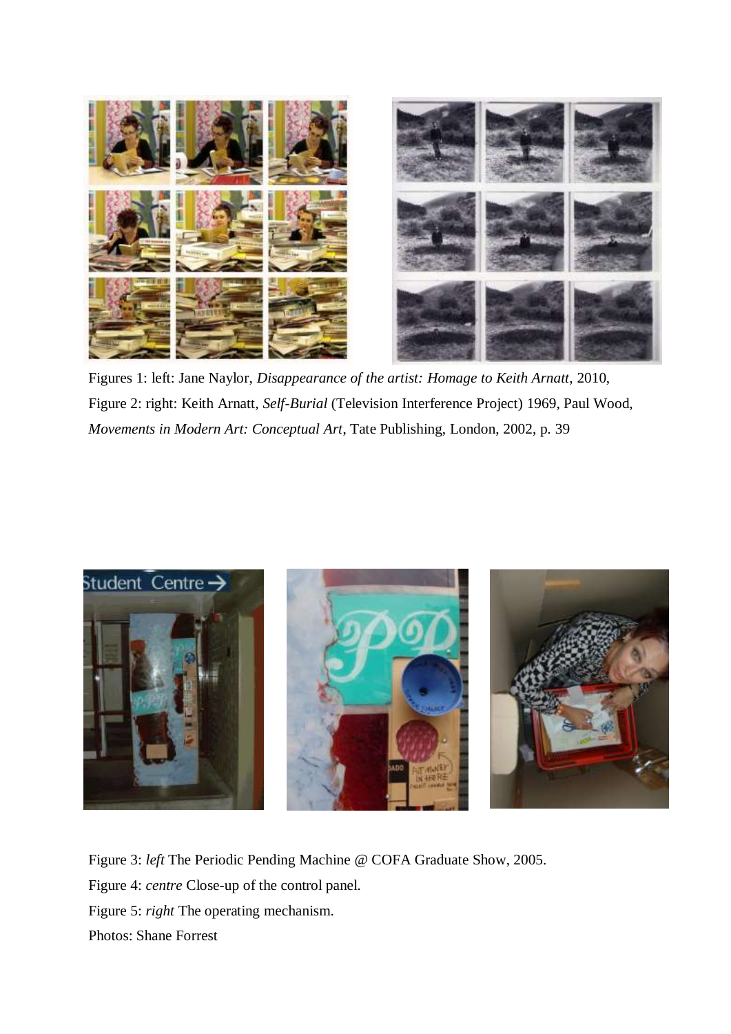Figures 1: left: Jane Naylor, *Disappearance of the artist: Homage to Keith Arnatt*, 2010,
Figure 2: right: Keith Arnatt, *Self-Burial* (Television Interference Project) 1969, Paul Wood, *Movements in Modern Art: Conceptual Art*, Tate Publishing, London, 2002, p. 39

Figure 3: *left* The Periodic Pending Machine @ COFA Graduate Show, 2005.
Figure 4: *centre* Close-up of the control panel.
Figure 5: *right* The operating mechanism.
Photos: Shane Forrest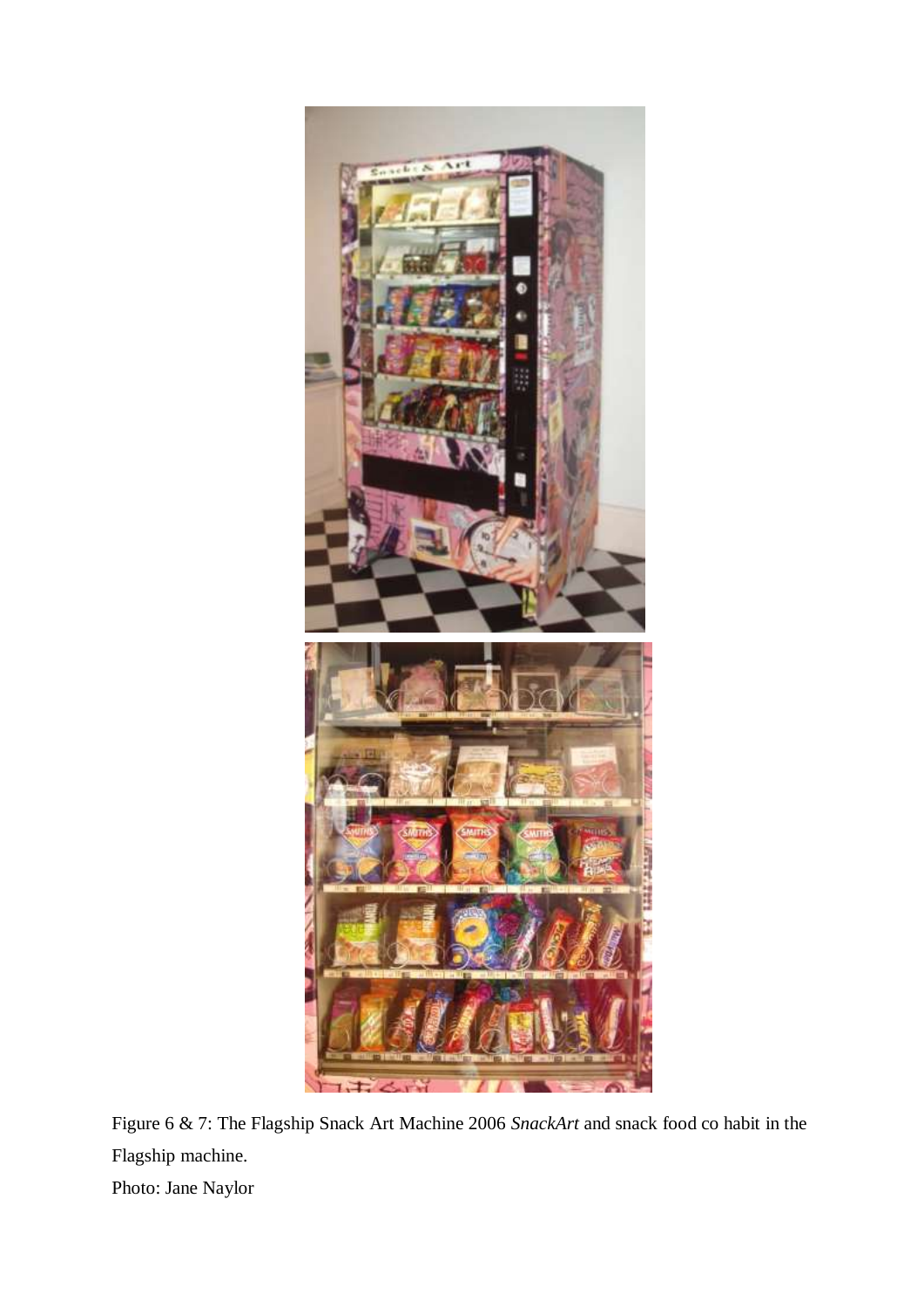Figure 6 & 7: The Flagship Snack Art Machine 2006 *SnackArt* and snack food co habit in the Flagship machine.

Photo: Jane Naylor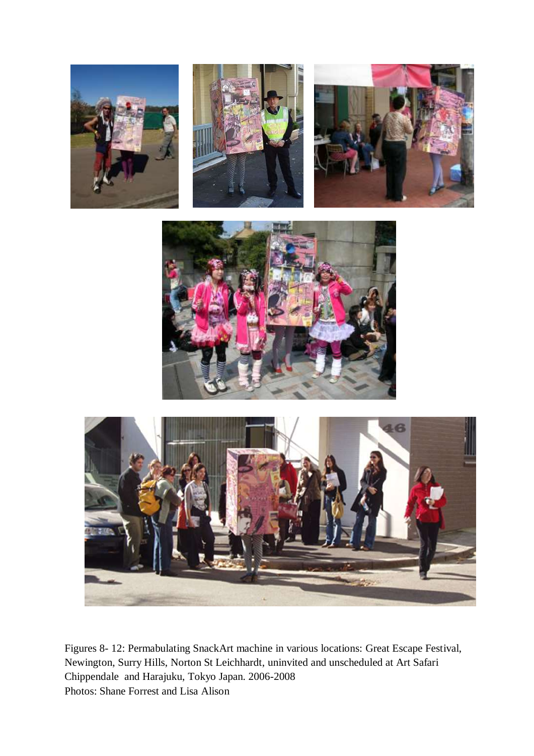Figures 8- 12: Permabulating SnackArt machine in various locations: Great Escape Festival, Newington, Surry Hills, Norton St Leichhardt, uninvited and unscheduled at Art Safari Chippendale and Harajuku, Tokyo Japan. 2006-2008
Photos: Shane Forrest and Lisa Alison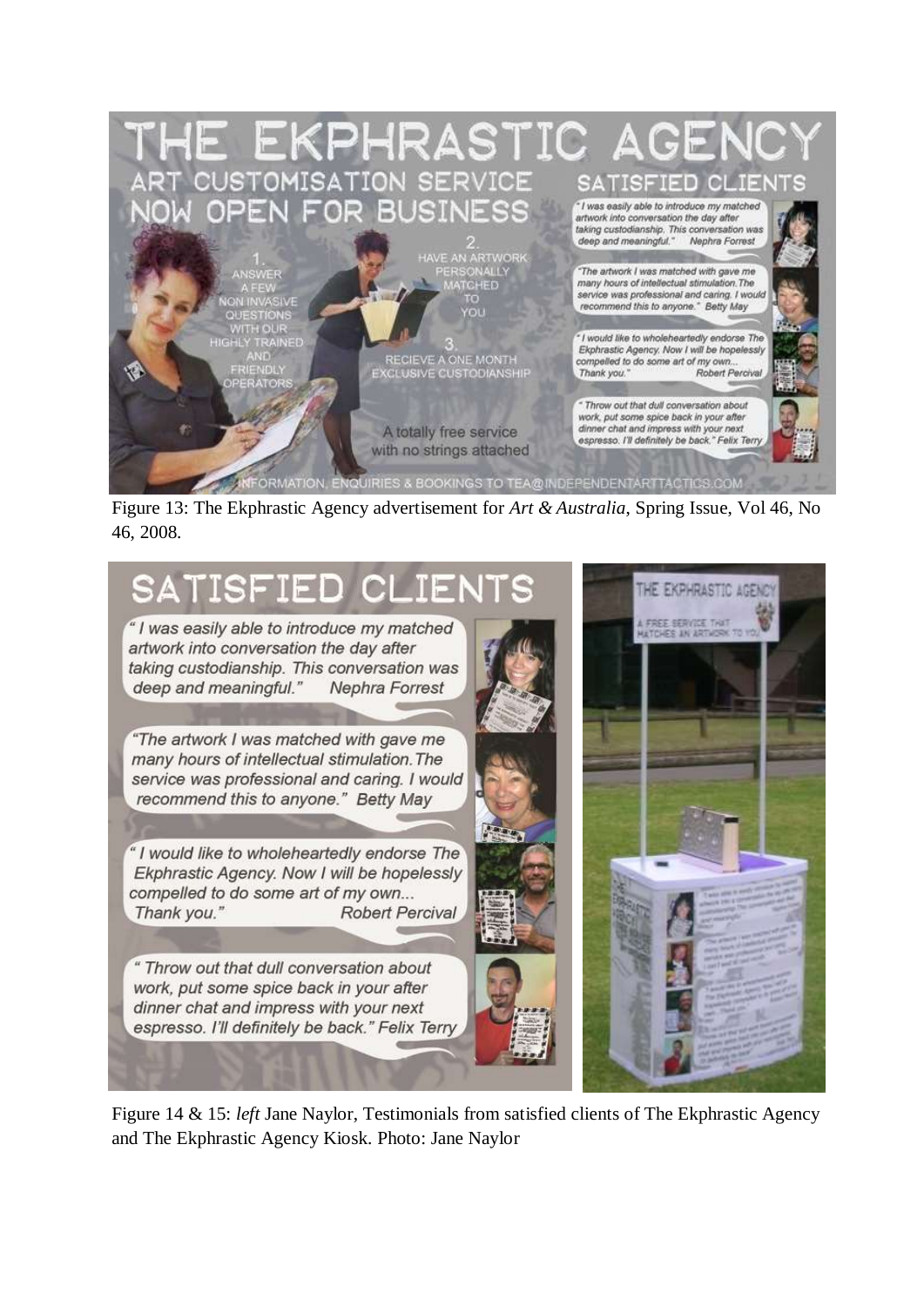Figure 13: The Ekphrastic Agency advertisement for *Art & Australia*, Spring Issue, Vol 46, No 46, 2008.

Figure 14 & 15: *left* Jane Naylor, Testimonials from satisfied clients of The Ekphrastic Agency and The Ekphrastic Agency Kiosk. Photo: Jane Naylor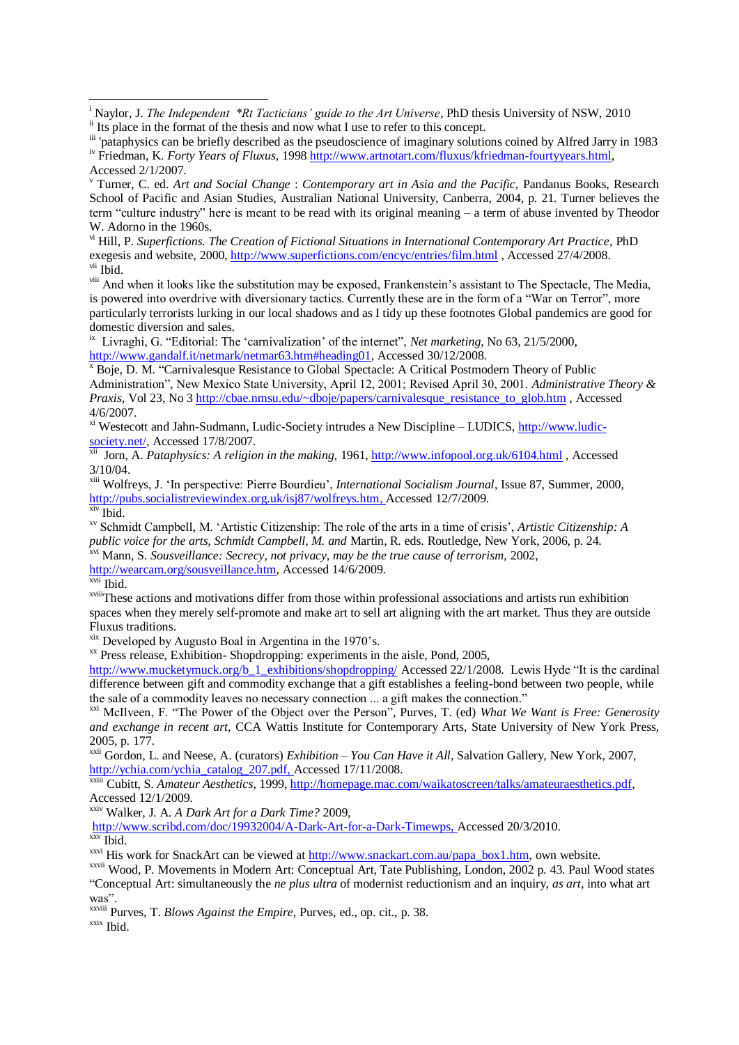[i] Naylor, J. *The Independent \*Rt Tacticians' guide to the Art Universe*, PhD thesis University of NSW, 2010

[ii] Its place in the format of the thesis and now what I use to refer to this concept.

[iii] 'pataphysics can be briefly described as the pseudoscience of imaginary solutions coined by Alfred Jarry in 1983

[iv] Friedman, K. *Forty Years of Fluxus,* 1998 http://www.artnotart.com/fluxus/kfriedman-fourtyyears.html, Accessed 2/1/2007.

[v] Turner, C. ed. *Art and Social Change* : *Contemporary art in Asia and the Pacific,* Pandanus Books, Research School of Pacific and Asian Studies, Australian National University, Canberra, 2004, p. 21. Turner believes the term "culture industry" here is meant to be read with its original meaning – a term of abuse invented by Theodor W. Adorno in the 1960s.

[vi] Hill, P. *Superfictions. The Creation of Fictional Situations in International Contemporary Art Practice*, PhD exegesis and website, 2000, http://www.superfictions.com/encyc/entries/film.html , Accessed 27/4/2008.

[vii] Ibid.

[viii] And when it looks like the substitution may be exposed, Frankenstein's assistant to The Spectacle, The Media, is powered into overdrive with diversionary tactics. Currently these are in the form of a "War on Terror", more particularly terrorists lurking in our local shadows and as I tidy up these footnotes Global pandemics are good for domestic diversion and sales.

[ix] Livraghi, G. "Editorial: The 'carnivalization' of the internet", *Net marketing,* No 63, 21/5/2000, http://www.gandalf.it/netmark/netmar63.htm#heading01, Accessed 30/12/2008.

[x] Boje, D. M. "Carnivalesque Resistance to Global Spectacle: A Critical Postmodern Theory of Public Administration", New Mexico State University, April 12, 2001; Revised April 30, 2001. *Administrative Theory & Praxis,* Vol 23, No 3 http://cbae.nmsu.edu/~dboje/papers/carnivalesque_resistance_to_glob.htm , Accessed 4/6/2007.

[xi] Westecott and Jahn-Sudmann, Ludic-Society intrudes a New Discipline – LUDICS, http://www.ludic-society.net/, Accessed 17/8/2007.

[xii] Jorn, A. *Pataphysics: A religion in the making,* 1961, http://www.infopool.org.uk/6104.html , Accessed 3/10/04.

[xiii] Wolfreys, J. 'In perspective: Pierre Bourdieu', *International Socialism Journal*, Issue 87, Summer, 2000, http://pubs.socialistreviewindex.org.uk/isj87/wolfreys.htm, Accessed 12/7/2009.

[xiv] Ibid.

[xv] Schmidt Campbell, M. 'Artistic Citizenship: The role of the arts in a time of crisis', *Artistic Citizenship: A public voice for the arts, Schmidt Campbell, M. and* Martin, R. eds. Routledge, New York, 2006, p. 24.

[xvi] Mann, S. *Sousveillance: Secrecy, not privacy, may be the true cause of terrorism,* 2002, http://wearcam.org/sousveillance.htm, Accessed 14/6/2009.

[xvii] Ibid.

[xviii] These actions and motivations differ from those within professional associations and artists run exhibition spaces when they merely self-promote and make art to sell art aligning with the art market. Thus they are outside Fluxus traditions.

[xix] Developed by Augusto Boal in Argentina in the 1970's.

[xx] Press release, Exhibition- Shopdropping: experiments in the aisle, Pond, 2005, http://www.mucketymuck.org/b_1_exhibitions/shopdropping/ Accessed 22/1/2008. Lewis Hyde "It is the cardinal difference between gift and commodity exchange that a gift establishes a feeling-bond between two people, while the sale of a commodity leaves no necessary connection ... a gift makes the connection."

[xxi] McIlveen, F. "The Power of the Object over the Person", Purves, T. (ed) *What We Want is Free: Generosity and exchange in recent art*, CCA Wattis Institute for Contemporary Arts, State University of New York Press, 2005, p. 177.

[xxii] Gordon, L. and Neese, A. (curators) *Exhibition – You Can Have it All*, Salvation Gallery, New York, 2007, http://ychia.com/ychia_catalog_207.pdf, Accessed 17/11/2008.

[xxiii] Cubitt, S. *Amateur Aesthetics,* 1999, http://homepage.mac.com/waikatoscreen/talks/amateuraesthetics.pdf, Accessed 12/1/2009.

[xxiv] Walker, J. A. *A Dark Art for a Dark Time?* 2009, http://www.scribd.com/doc/19932004/A-Dark-Art-for-a-Dark-Timewps, Accessed 20/3/2010.

[xxv] Ibid.

[xxvi] His work for SnackArt can be viewed at http://www.snackart.com.au/papa_box1.htm, own website.

[xxvii] Wood, P. Movements in Modern Art: Conceptual Art, Tate Publishing, London, 2002 p. 43. Paul Wood states "Conceptual Art: simultaneously the *ne plus ultra* of modernist reductionism and an inquiry, *as art*, into what art was".

[xxviii] Purves, T. *Blows Against the Empire*, Purves, ed., op. cit., p. 38.

[xxix] Ibid.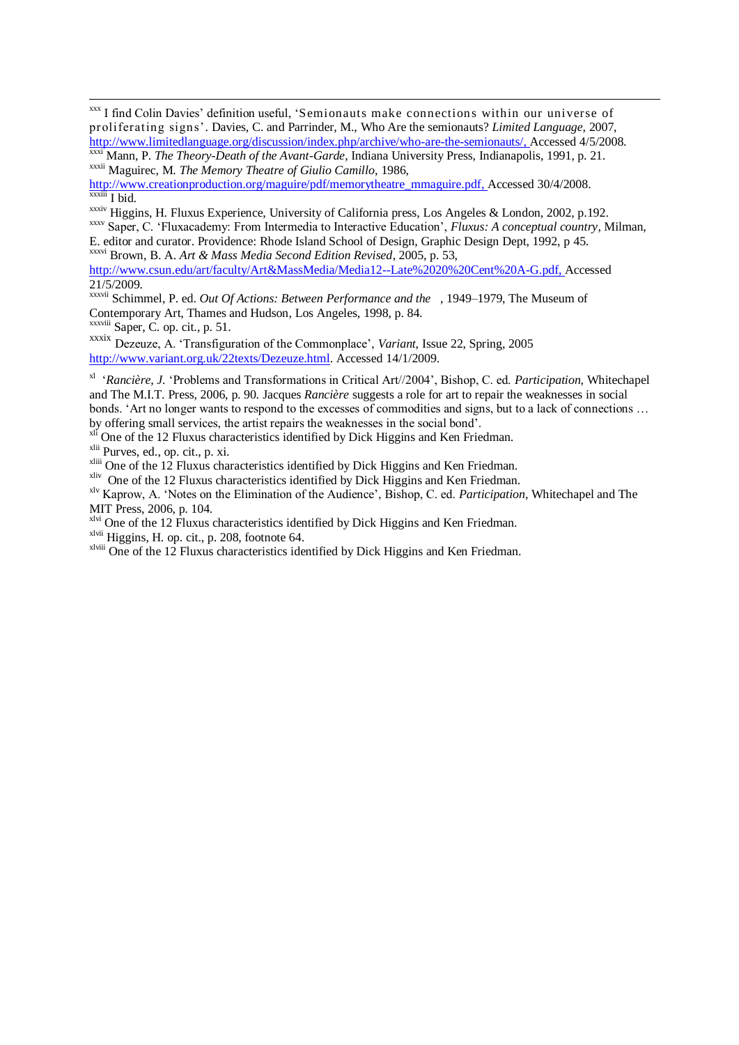[xxx] I find Colin Davies' definition useful, 'Semionauts make connections within our universe of proliferating signs'. Davies, C. and Parrinder, M., Who Are the semionauts? *Limited Language*, 2007, http://www.limitedlanguage.org/discussion/index.php/archive/who-are-the-semionauts/, Accessed 4/5/2008.

[xxxi] Mann, P. *The Theory-Death of the Avant-Garde*, Indiana University Press, Indianapolis, 1991, p. 21.

[xxxii] Maguirec, M. *The Memory Theatre of Giulio Camillo*, 1986, http://www.creationproduction.org/maguire/pdf/memorytheatre_mmaguire.pdf, Accessed 30/4/2008.

[xxxiii] I bid.

[xxxiv] Higgins, H. Fluxus Experience, University of California press, Los Angeles & London, 2002, p.192.

[xxxv] Saper, C. 'Fluxacademy: From Intermedia to Interactive Education', *Fluxus: A conceptual country*, Milman, E. editor and curator. Providence: Rhode Island School of Design, Graphic Design Dept, 1992, p 45.

[xxxvi] Brown, B. A. *Art & Mass Media Second Edition Revised*, 2005, p. 53, http://www.csun.edu/art/faculty/Art&MassMedia/Media12--Late%2020%20Cent%20A-G.pdf, Accessed 21/5/2009.

[xxxvii] Schimmel, P. ed. *Out Of Actions: Between Performance and the* , 1949–1979, The Museum of Contemporary Art, Thames and Hudson, Los Angeles, 1998, p. 84.

[xxxviii] Saper, C. op. cit., p. 51.

[xxxix] Dezeuze, A. 'Transfiguration of the Commonplace', *Variant*, Issue 22, Spring, 2005 http://www.variant.org.uk/22texts/Dezeuze.html. Accessed 14/1/2009.

[xl] '*Rancière, J.* 'Problems and Transformations in Critical Art//2004', Bishop, C. ed. *Participation*, Whitechapel and The M.I.T. Press, 2006, p. 90. Jacques *Rancière* suggests a role for art to repair the weaknesses in social bonds. 'Art no longer wants to respond to the excesses of commodities and signs, but to a lack of connections … by offering small services, the artist repairs the weaknesses in the social bond'.

[xli] One of the 12 Fluxus characteristics identified by Dick Higgins and Ken Friedman.

[xlii] Purves, ed., op. cit., p. xi.

[xliii] One of the 12 Fluxus characteristics identified by Dick Higgins and Ken Friedman.

[xliv] One of the 12 Fluxus characteristics identified by Dick Higgins and Ken Friedman.

[xlv] Kaprow, A. 'Notes on the Elimination of the Audience', Bishop, C. ed. *Participation*, Whitechapel and The MIT Press, 2006, p. 104.

[xlvi] One of the 12 Fluxus characteristics identified by Dick Higgins and Ken Friedman.

[xlvii] Higgins, H. op. cit., p. 208, footnote 64.

[xlviii] One of the 12 Fluxus characteristics identified by Dick Higgins and Ken Friedman.